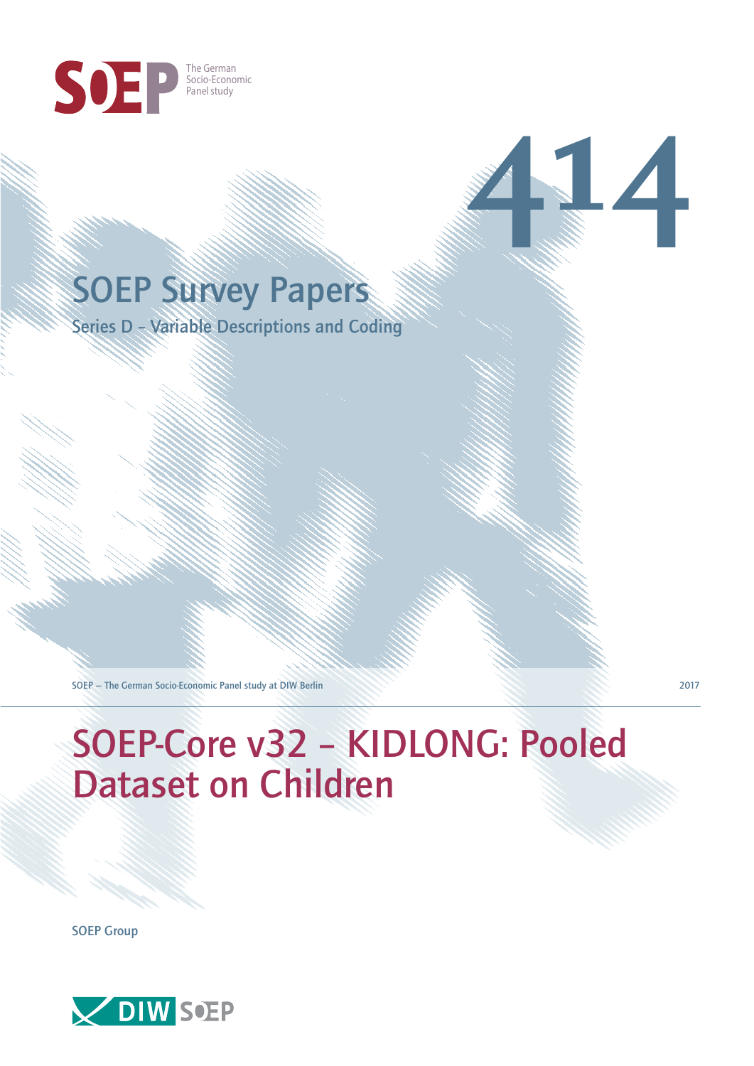SOEP The German Socio-Economic Panel study

# SOEP Survey Papers

414

Series D – Variable Descriptions and Coding

SOEP — The German Socio-Economic Panel study at DIW Berlin

2017

# SOEP-Core v32 – KIDLONG: Pooled Dataset on Children

SOEP Group

DIW SOEP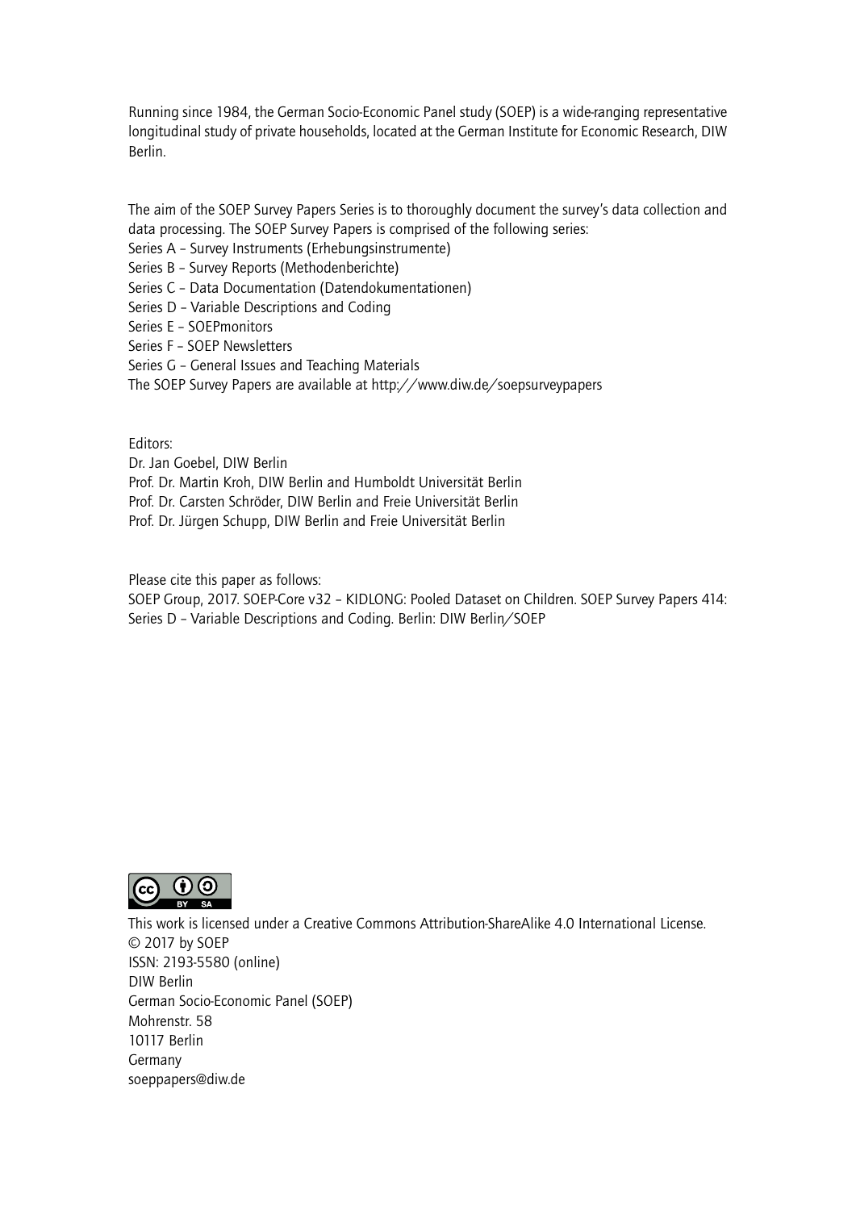Running since 1984, the German Socio-Economic Panel study (SOEP) is a wide-ranging representative longitudinal study of private households, located at the German Institute for Economic Research, DIW Berlin.

The aim of the SOEP Survey Papers Series is to thoroughly document the survey's data collection and data processing. The SOEP Survey Papers is comprised of the following series:
Series A – Survey Instruments (Erhebungsinstrumente)
Series B – Survey Reports (Methodenberichte)
Series C – Data Documentation (Datendokumentationen)
Series D – Variable Descriptions and Coding
Series E – SOEPmonitors
Series F – SOEP Newsletters
Series G – General Issues and Teaching Materials
The SOEP Survey Papers are available at http://www.diw.de/soepsurveypapers

Editors:
Dr. Jan Goebel, DIW Berlin
Prof. Dr. Martin Kroh, DIW Berlin and Humboldt Universität Berlin
Prof. Dr. Carsten Schröder, DIW Berlin and Freie Universität Berlin
Prof. Dr. Jürgen Schupp, DIW Berlin and Freie Universität Berlin

Please cite this paper as follows:
SOEP Group, 2017. SOEP-Core v32 – KIDLONG: Pooled Dataset on Children. SOEP Survey Papers 414: Series D – Variable Descriptions and Coding. Berlin: DIW Berlin/SOEP

This work is licensed under a Creative Commons Attribution-ShareAlike 4.0 International License.
© 2017 by SOEP
ISSN: 2193-5580 (online)
DIW Berlin
German Socio-Economic Panel (SOEP)
Mohrenstr. 58
10117 Berlin
Germany
soeppapers@diw.de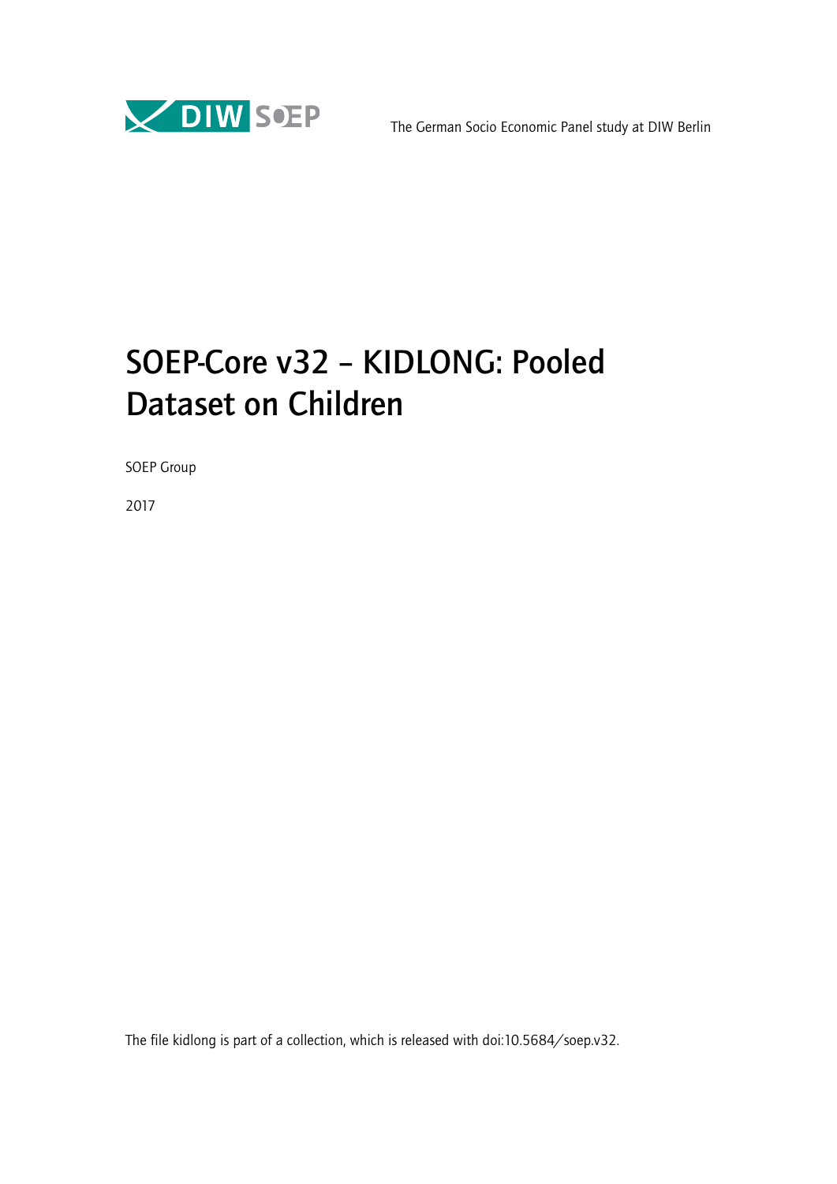The German Socio Economic Panel study at DIW Berlin

# SOEP-Core v32 – KIDLONG: Pooled Dataset on Children

SOEP Group

2017

The file kidlong is part of a collection, which is released with doi:10.5684/soep.v32.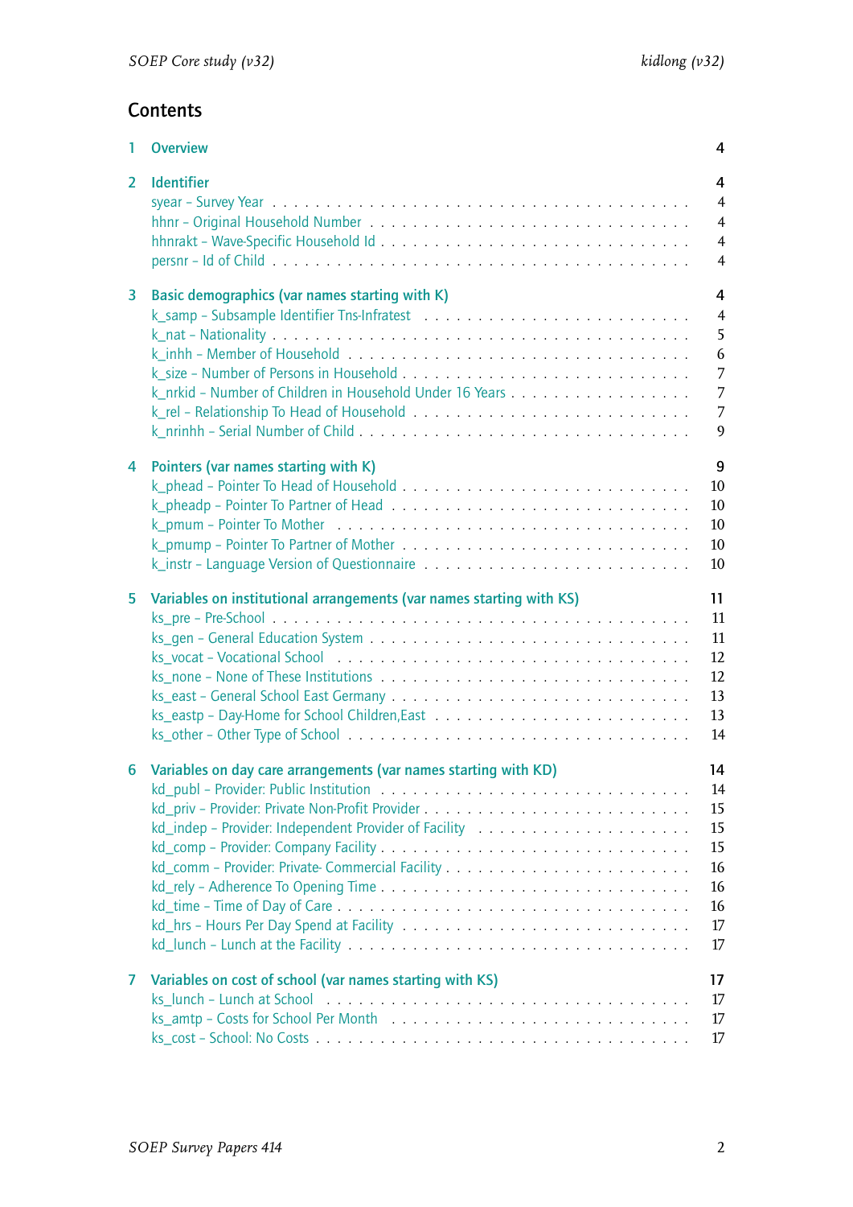## Contents

1 Overview 4

2 Identifier 4
- syear – Survey Year 4
- hhnr – Original Household Number 4
- hhnrakt – Wave-Specific Household Id 4
- persnr – Id of Child 4

3 Basic demographics (var names starting with K) 4
- k_samp – Subsample Identifier Tns-Infratest 4
- k_nat – Nationality 5
- k_inhh – Member of Household 6
- k_size – Number of Persons in Household 7
- k_nrkid – Number of Children in Household Under 16 Years 7
- k_rel – Relationship To Head of Household 7
- k_nrinhh – Serial Number of Child 9

4 Pointers (var names starting with K) 9
- k_phead – Pointer To Head of Household 10
- k_pheadp – Pointer To Partner of Head 10
- k_pmum – Pointer To Mother 10
- k_pmump – Pointer To Partner of Mother 10
- k_instr – Language Version of Questionnaire 10

5 Variables on institutional arrangements (var names starting with KS) 11
- ks_pre – Pre-School 11
- ks_gen – General Education System 11
- ks_vocat – Vocational School 12
- ks_none – None of These Institutions 12
- ks_east – General School East Germany 13
- ks_eastp – Day-Home for School Children,East 13
- ks_other – Other Type of School 14

6 Variables on day care arrangements (var names starting with KD) 14
- kd_publ – Provider: Public Institution 14
- kd_priv – Provider: Private Non-Profit Provider 15
- kd_indep – Provider: Independent Provider of Facility 15
- kd_comp – Provider: Company Facility 15
- kd_comm – Provider: Private- Commercial Facility 16
- kd_rely – Adherence To Opening Time 16
- kd_time – Time of Day of Care 16
- kd_hrs – Hours Per Day Spend at Facility 17
- kd_lunch – Lunch at the Facility 17

7 Variables on cost of school (var names starting with KS) 17
- ks_lunch – Lunch at School 17
- ks_amtp – Costs for School Per Month 17
- ks_cost – School: No Costs 17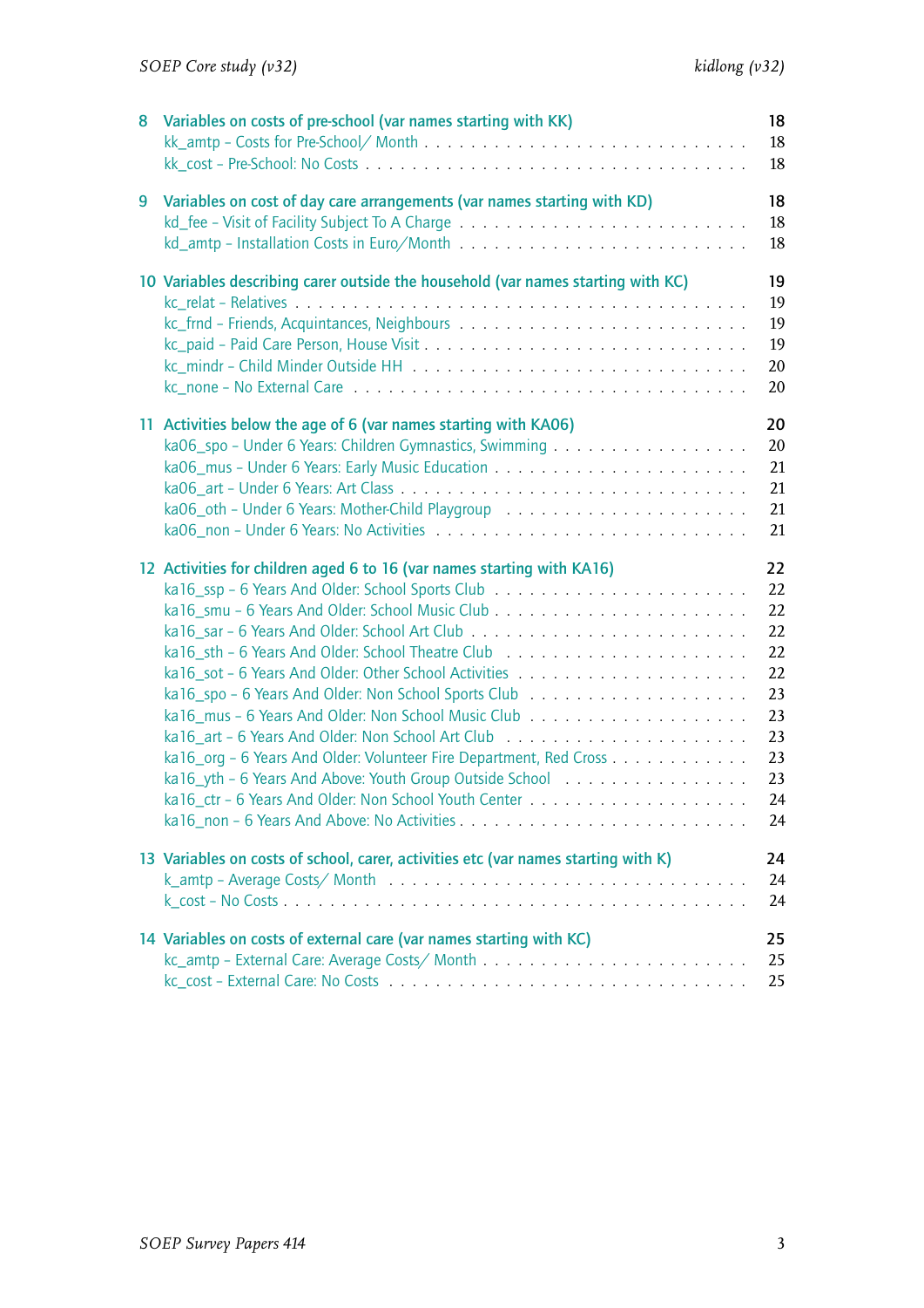8 Variables on costs of pre-school (var names starting with KK) 18
kk_amtp – Costs for Pre-School/ Month . . . . . . . . . . . . . . . . . . . . . . . . . . 18
kk_cost – Pre-School: No Costs . . . . . . . . . . . . . . . . . . . . . . . . . . . . . . 18

9 Variables on cost of day care arrangements (var names starting with KD) 18
kd_fee – Visit of Facility Subject To A Charge . . . . . . . . . . . . . . . . . . . . . . 18
kd_amtp – Installation Costs in Euro/Month . . . . . . . . . . . . . . . . . . . . . . . 18

10 Variables describing carer outside the household (var names starting with KC) 19
kc_relat – Relatives . . . . . . . . . . . . . . . . . . . . . . . . . . . . . . . . . . . 19
kc_frnd – Friends, Acquintances, Neighbours . . . . . . . . . . . . . . . . . . . . . . . 19
kc_paid – Paid Care Person, House Visit . . . . . . . . . . . . . . . . . . . . . . . . . 19
kc_mindr – Child Minder Outside HH . . . . . . . . . . . . . . . . . . . . . . . . . . . 20
kc_none – No External Care . . . . . . . . . . . . . . . . . . . . . . . . . . . . . . . 20

11 Activities below the age of 6 (var names starting with KA06) 20
ka06_spo – Under 6 Years: Children Gymnastics, Swimming . . . . . . . . . . . . . . . . . 20
ka06_mus – Under 6 Years: Early Music Education . . . . . . . . . . . . . . . . . . . . . 21
ka06_art – Under 6 Years: Art Class . . . . . . . . . . . . . . . . . . . . . . . . . . . 21
ka06_oth – Under 6 Years: Mother-Child Playgroup . . . . . . . . . . . . . . . . . . . . 21
ka06_non – Under 6 Years: No Activities . . . . . . . . . . . . . . . . . . . . . . . . . 21

12 Activities for children aged 6 to 16 (var names starting with KA16) 22
ka16_ssp – 6 Years And Older: School Sports Club . . . . . . . . . . . . . . . . . . . . . 22
ka16_smu – 6 Years And Older: School Music Club . . . . . . . . . . . . . . . . . . . . . 22
ka16_sar – 6 Years And Older: School Art Club . . . . . . . . . . . . . . . . . . . . . . 22
ka16_sth – 6 Years And Older: School Theatre Club . . . . . . . . . . . . . . . . . . . . 22
ka16_sot – 6 Years And Older: Other School Activities . . . . . . . . . . . . . . . . . . 22
ka16_spo – 6 Years And Older: Non School Sports Club . . . . . . . . . . . . . . . . . . . 23
ka16_mus – 6 Years And Older: Non School Music Club . . . . . . . . . . . . . . . . . . . 23
ka16_art – 6 Years And Older: Non School Art Club . . . . . . . . . . . . . . . . . . . . 23
ka16_org – 6 Years And Older: Volunteer Fire Department, Red Cross . . . . . . . . . . . . 23
ka16_yth – 6 Years And Above: Youth Group Outside School . . . . . . . . . . . . . . . . . 23
ka16_ctr – 6 Years And Older: Non School Youth Center . . . . . . . . . . . . . . . . . . 24
ka16_non – 6 Years And Above: No Activities . . . . . . . . . . . . . . . . . . . . . . . 24

13 Variables on costs of school, carer, activities etc (var names starting with K) 24
k_amtp – Average Costs/ Month . . . . . . . . . . . . . . . . . . . . . . . . . . . . . . 24
k_cost – No Costs . . . . . . . . . . . . . . . . . . . . . . . . . . . . . . . . . . . . 24

14 Variables on costs of external care (var names starting with KC) 25
kc_amtp – External Care: Average Costs/ Month . . . . . . . . . . . . . . . . . . . . . . 25
kc_cost – External Care: No Costs . . . . . . . . . . . . . . . . . . . . . . . . . . . . 25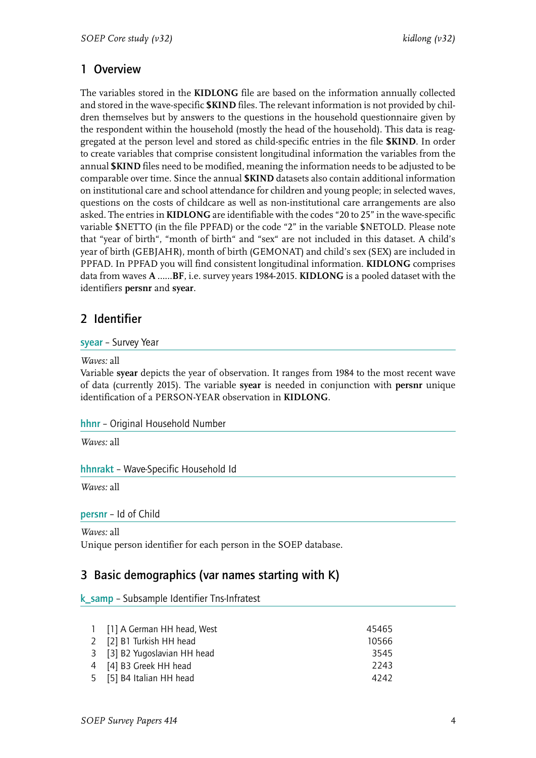## 1 Overview

The variables stored in the **KIDLONG** file are based on the information annually collected and stored in the wave-specific **$KIND** files. The relevant information is not provided by children themselves but by answers to the questions in the household questionnaire given by the respondent within the household (mostly the head of the household). This data is reaggregated at the person level and stored as child-specific entries in the file **$KIND**. In order to create variables that comprise consistent longitudinal information the variables from the annual **$KIND** files need to be modified, meaning the information needs to be adjusted to be comparable over time. Since the annual **$KIND** datasets also contain additional information on institutional care and school attendance for children and young people; in selected waves, questions on the costs of childcare as well as non-institutional care arrangements are also asked. The entries in **KIDLONG** are identifiable with the codes "20 to 25" in the wave-specific variable $NETTO (in the file PPFAD) or the code "2" in the variable $NETOLD. Please note that "year of birth", "month of birth" and "sex" are not included in this dataset. A child's year of birth (GEBJAHR), month of birth (GEMONAT) and child's sex (SEX) are included in PPFAD. In PPFAD you will find consistent longitudinal information. **KIDLONG** comprises data from waves **A** ......**BF**, i.e. survey years 1984-2015. **KIDLONG** is a pooled dataset with the identifiers **persnr** and **syear**.

## 2 Identifier

### syear – Survey Year

*Waves:* all

Variable **syear** depicts the year of observation. It ranges from 1984 to the most recent wave of data (currently 2015). The variable **syear** is needed in conjunction with **persnr** unique identification of a PERSON-YEAR observation in **KIDLONG**.

### hhnr – Original Household Number

*Waves:* all

### hhnrakt – Wave-Specific Household Id

*Waves:* all

### persnr – Id of Child

*Waves:* all

Unique person identifier for each person in the SOEP database.

## 3 Basic demographics (var names starting with K)

### k_samp – Subsample Identifier Tns-Infratest

| | | |
|---|---|---|
| 1 | [1] A German HH head, West | 45465 |
| 2 | [2] B1 Turkish HH head | 10566 |
| 3 | [3] B2 Yugoslavian HH head | 3545 |
| 4 | [4] B3 Greek HH head | 2243 |
| 5 | [5] B4 Italian HH head | 4242 |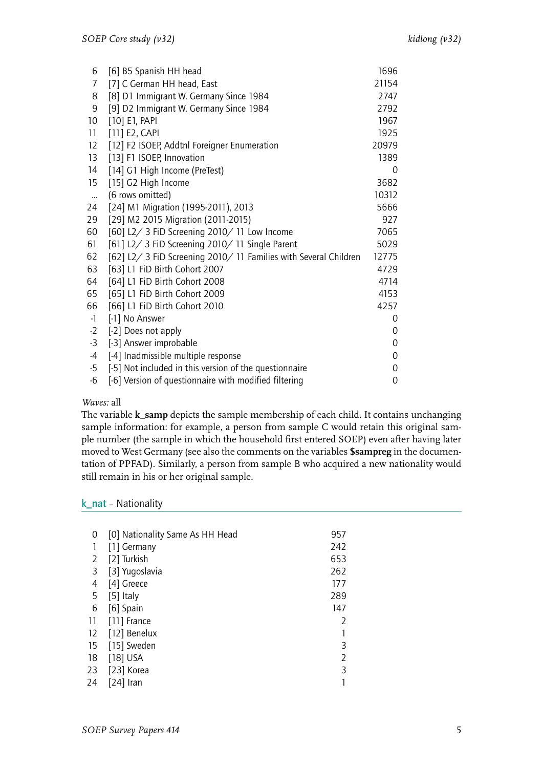| | | |
|---|---|---|
| 6 | [6] B5 Spanish HH head | 1696 |
| 7 | [7] C German HH head, East | 21154 |
| 8 | [8] D1 Immigrant W. Germany Since 1984 | 2747 |
| 9 | [9] D2 Immigrant W. Germany Since 1984 | 2792 |
| 10 | [10] E1, PAPI | 1967 |
| 11 | [11] E2, CAPI | 1925 |
| 12 | [12] F2 ISOEP, Addtnl Foreigner Enumeration | 20979 |
| 13 | [13] F1 ISOEP, Innovation | 1389 |
| 14 | [14] G1 High Income (PreTest) | 0 |
| 15 | [15] G2 High Income | 3682 |
| ... | (6 rows omitted) | 10312 |
| 24 | [24] M1 Migration (1995-2011), 2013 | 5666 |
| 29 | [29] M2 2015 Migration (2011-2015) | 927 |
| 60 | [60] L2/ 3 FiD Screening 2010/ 11 Low Income | 7065 |
| 61 | [61] L2/ 3 FiD Screening 2010/ 11 Single Parent | 5029 |
| 62 | [62] L2/ 3 FiD Screening 2010/ 11 Families with Several Children | 12775 |
| 63 | [63] L1 FiD Birth Cohort 2007 | 4729 |
| 64 | [64] L1 FiD Birth Cohort 2008 | 4714 |
| 65 | [65] L1 FiD Birth Cohort 2009 | 4153 |
| 66 | [66] L1 FiD Birth Cohort 2010 | 4257 |
| -1 | [-1] No Answer | 0 |
| -2 | [-2] Does not apply | 0 |
| -3 | [-3] Answer improbable | 0 |
| -4 | [-4] Inadmissible multiple response | 0 |
| -5 | [-5] Not included in this version of the questionnaire | 0 |
| -6 | [-6] Version of questionnaire with modified filtering | 0 |

*Waves:* all

The variable **k_samp** depicts the sample membership of each child. It contains unchanging sample information: for example, a person from sample C would retain this original sample number (the sample in which the household first entered SOEP) even after having later moved to West Germany (see also the comments on the variables **$sampreg** in the documentation of PPFAD). Similarly, a person from sample B who acquired a new nationality would still remain in his or her original sample.

## k_nat – Nationality

| | | |
|---|---|---|
| 0 | [0] Nationality Same As HH Head | 957 |
| 1 | [1] Germany | 242 |
| 2 | [2] Turkish | 653 |
| 3 | [3] Yugoslavia | 262 |
| 4 | [4] Greece | 177 |
| 5 | [5] Italy | 289 |
| 6 | [6] Spain | 147 |
| 11 | [11] France | 2 |
| 12 | [12] Benelux | 1 |
| 15 | [15] Sweden | 3 |
| 18 | [18] USA | 2 |
| 23 | [23] Korea | 3 |
| 24 | [24] Iran | 1 |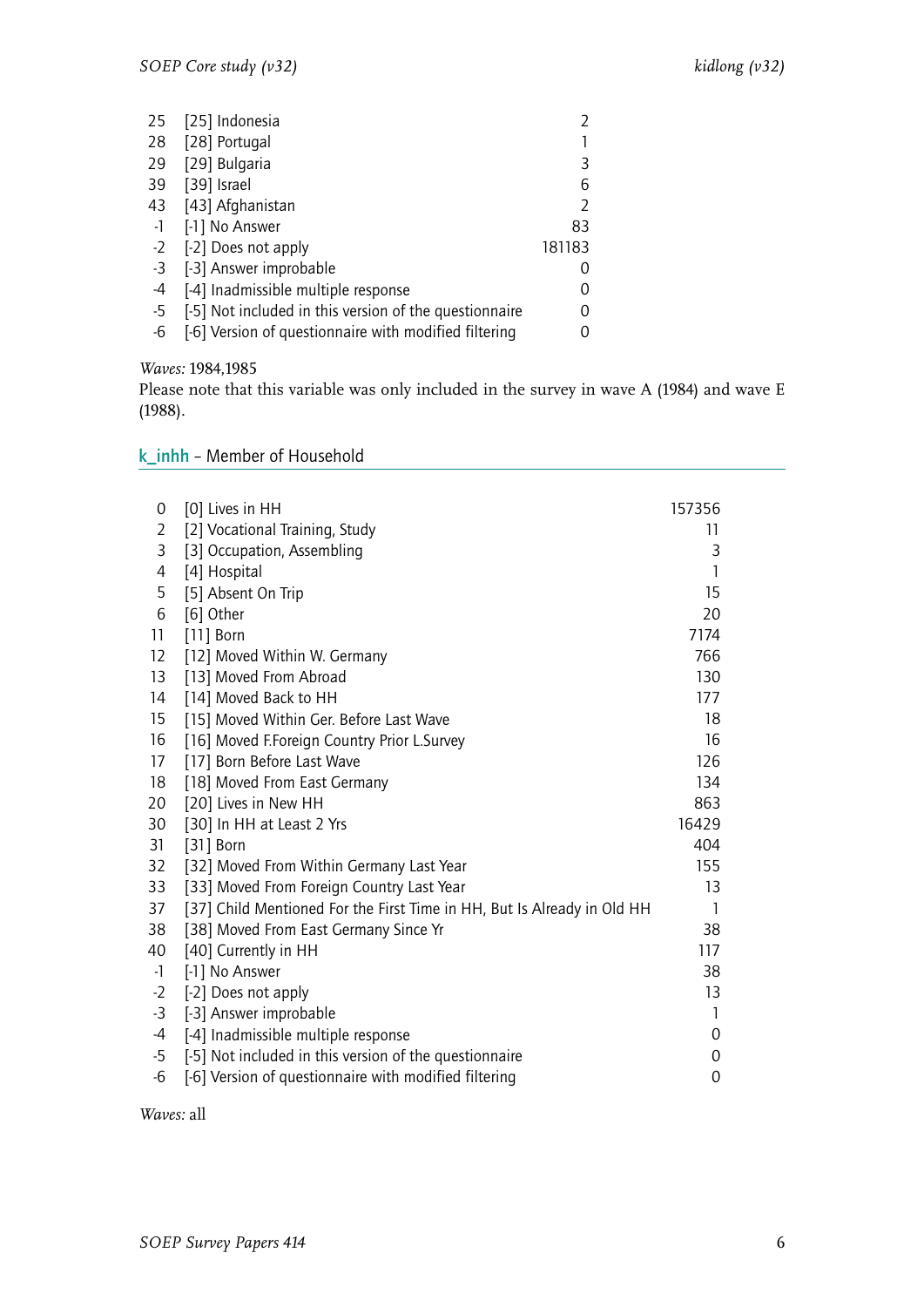| | | |
|---|---|---|
| 25 | [25] Indonesia | 2 |
| 28 | [28] Portugal | 1 |
| 29 | [29] Bulgaria | 3 |
| 39 | [39] Israel | 6 |
| 43 | [43] Afghanistan | 2 |
| -1 | [-1] No Answer | 83 |
| -2 | [-2] Does not apply | 181183 |
| -3 | [-3] Answer improbable | 0 |
| -4 | [-4] Inadmissible multiple response | 0 |
| -5 | [-5] Not included in this version of the questionnaire | 0 |
| -6 | [-6] Version of questionnaire with modified filtering | 0 |

*Waves:* 1984,1985

Please note that this variable was only included in the survey in wave A (1984) and wave E (1988).

## k_inhh – Member of Household

| | | |
|---|---|---|
| 0 | [0] Lives in HH | 157356 |
| 2 | [2] Vocational Training, Study | 11 |
| 3 | [3] Occupation, Assembling | 3 |
| 4 | [4] Hospital | 1 |
| 5 | [5] Absent On Trip | 15 |
| 6 | [6] Other | 20 |
| 11 | [11] Born | 7174 |
| 12 | [12] Moved Within W. Germany | 766 |
| 13 | [13] Moved From Abroad | 130 |
| 14 | [14] Moved Back to HH | 177 |
| 15 | [15] Moved Within Ger. Before Last Wave | 18 |
| 16 | [16] Moved F.Foreign Country Prior L.Survey | 16 |
| 17 | [17] Born Before Last Wave | 126 |
| 18 | [18] Moved From East Germany | 134 |
| 20 | [20] Lives in New HH | 863 |
| 30 | [30] In HH at Least 2 Yrs | 16429 |
| 31 | [31] Born | 404 |
| 32 | [32] Moved From Within Germany Last Year | 155 |
| 33 | [33] Moved From Foreign Country Last Year | 13 |
| 37 | [37] Child Mentioned For the First Time in HH, But Is Already in Old HH | 1 |
| 38 | [38] Moved From East Germany Since Yr | 38 |
| 40 | [40] Currently in HH | 117 |
| -1 | [-1] No Answer | 38 |
| -2 | [-2] Does not apply | 13 |
| -3 | [-3] Answer improbable | 1 |
| -4 | [-4] Inadmissible multiple response | 0 |
| -5 | [-5] Not included in this version of the questionnaire | 0 |
| -6 | [-6] Version of questionnaire with modified filtering | 0 |

*Waves:* all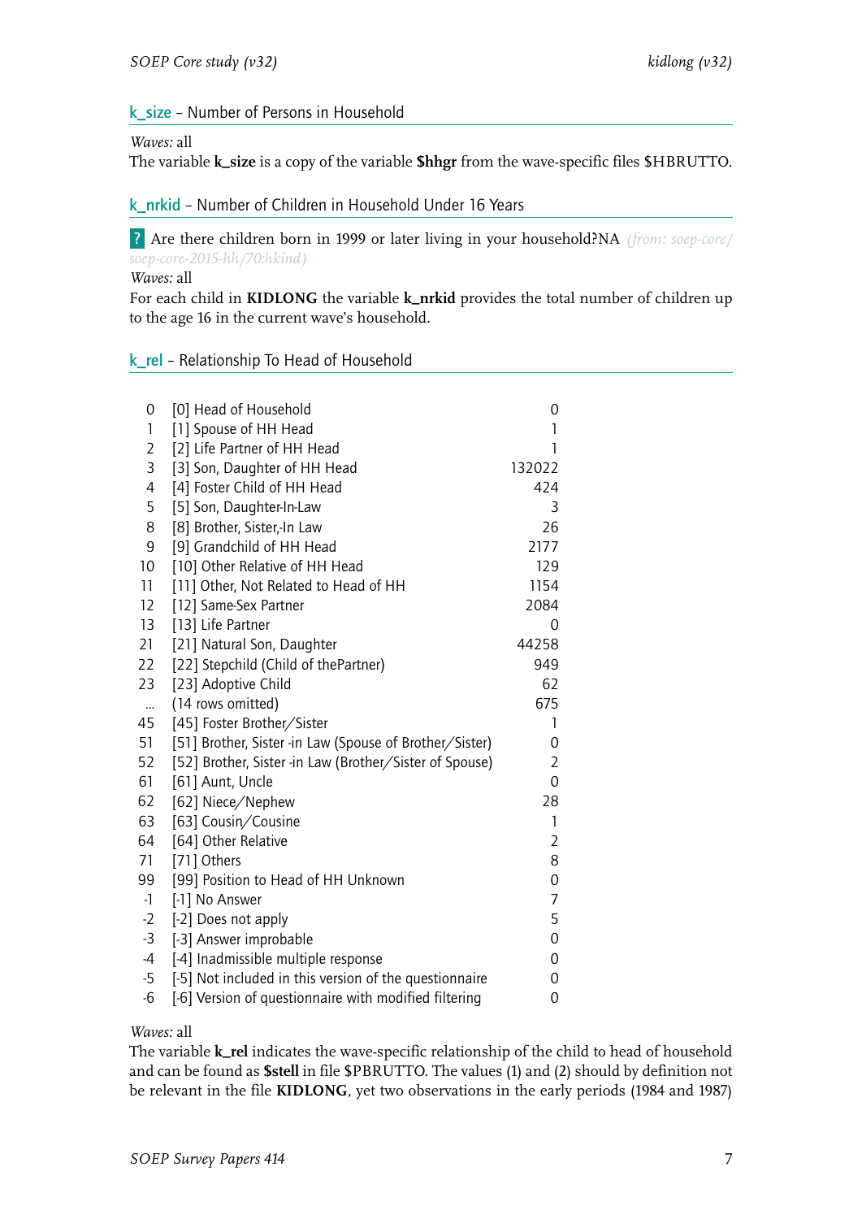## k_size – Number of Persons in Household

*Waves:* all

The variable **k_size** is a copy of the variable **$hhgr** from the wave-specific files $HBRUTTO.

## k_nrkid – Number of Children in Household Under 16 Years

? Are there children born in 1999 or later living in your household?NA *(from: soep-core/soep-core-2015-hh/70:hkind)*

*Waves:* all

For each child in **KIDLONG** the variable **k_nrkid** provides the total number of children up to the age 16 in the current wave's household.

## k_rel – Relationship To Head of Household

| | | |
|---|---|---|
| 0 | [0] Head of Household | 0 |
| 1 | [1] Spouse of HH Head | 1 |
| 2 | [2] Life Partner of HH Head | 1 |
| 3 | [3] Son, Daughter of HH Head | 132022 |
| 4 | [4] Foster Child of HH Head | 424 |
| 5 | [5] Son, Daughter-In-Law | 3 |
| 8 | [8] Brother, Sister,-In Law | 26 |
| 9 | [9] Grandchild of HH Head | 2177 |
| 10 | [10] Other Relative of HH Head | 129 |
| 11 | [11] Other, Not Related to Head of HH | 1154 |
| 12 | [12] Same-Sex Partner | 2084 |
| 13 | [13] Life Partner | 0 |
| 21 | [21] Natural Son, Daughter | 44258 |
| 22 | [22] Stepchild (Child of thePartner) | 949 |
| 23 | [23] Adoptive Child | 62 |
| ... | (14 rows omitted) | 675 |
| 45 | [45] Foster Brother/Sister | 1 |
| 51 | [51] Brother, Sister -in Law (Spouse of Brother/Sister) | 0 |
| 52 | [52] Brother, Sister -in Law (Brother/Sister of Spouse) | 2 |
| 61 | [61] Aunt, Uncle | 0 |
| 62 | [62] Niece/Nephew | 28 |
| 63 | [63] Cousin/Cousine | 1 |
| 64 | [64] Other Relative | 2 |
| 71 | [71] Others | 8 |
| 99 | [99] Position to Head of HH Unknown | 0 |
| -1 | [-1] No Answer | 7 |
| -2 | [-2] Does not apply | 5 |
| -3 | [-3] Answer improbable | 0 |
| -4 | [-4] Inadmissible multiple response | 0 |
| -5 | [-5] Not included in this version of the questionnaire | 0 |
| -6 | [-6] Version of questionnaire with modified filtering | 0 |

*Waves:* all

The variable **k_rel** indicates the wave-specific relationship of the child to head of household and can be found as **$stell** in file $PBRUTTO. The values (1) and (2) should by definition not be relevant in the file **KIDLONG**, yet two observations in the early periods (1984 and 1987)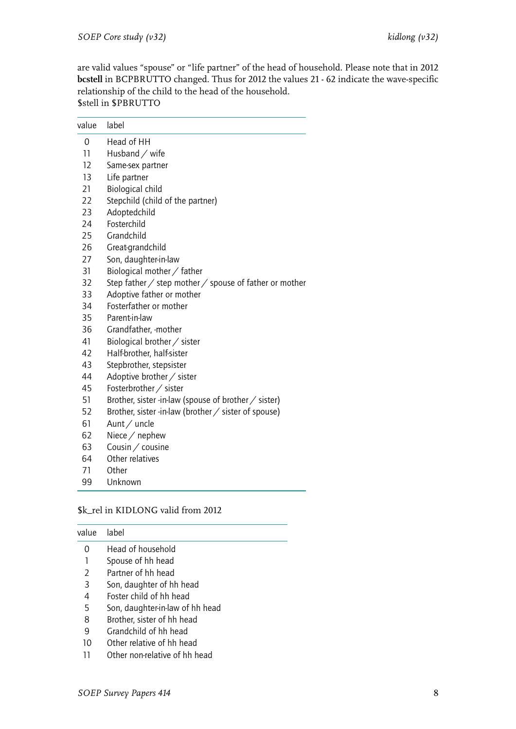are valid values "spouse" or "life partner" of the head of household. Please note that in 2012 **bcstell** in BCPBRUTTO changed. Thus for 2012 the values 21 - 62 indicate the wave-specific relationship of the child to the head of the household.
$stell in $PBRUTTO

| value | label |
|---|---|
| 0 | Head of HH |
| 11 | Husband / wife |
| 12 | Same-sex partner |
| 13 | Life partner |
| 21 | Biological child |
| 22 | Stepchild (child of the partner) |
| 23 | Adoptedchild |
| 24 | Fosterchild |
| 25 | Grandchild |
| 26 | Great-grandchild |
| 27 | Son, daughter-in-law |
| 31 | Biological mother / father |
| 32 | Step father / step mother / spouse of father or mother |
| 33 | Adoptive father or mother |
| 34 | Fosterfather or mother |
| 35 | Parent-in-law |
| 36 | Grandfather, -mother |
| 41 | Biological brother / sister |
| 42 | Half-brother, half-sister |
| 43 | Stepbrother, stepsister |
| 44 | Adoptive brother / sister |
| 45 | Fosterbrother / sister |
| 51 | Brother, sister -in-law (spouse of brother / sister) |
| 52 | Brother, sister -in-law (brother / sister of spouse) |
| 61 | Aunt / uncle |
| 62 | Niece / nephew |
| 63 | Cousin / cousine |
| 64 | Other relatives |
| 71 | Other |
| 99 | Unknown |

$k_rel in KIDLONG valid from 2012

| value | label |
|---|---|
| 0 | Head of household |
| 1 | Spouse of hh head |
| 2 | Partner of hh head |
| 3 | Son, daughter of hh head |
| 4 | Foster child of hh head |
| 5 | Son, daughter-in-law of hh head |
| 8 | Brother, sister of hh head |
| 9 | Grandchild of hh head |
| 10 | Other relative of hh head |
| 11 | Other non-relative of hh head |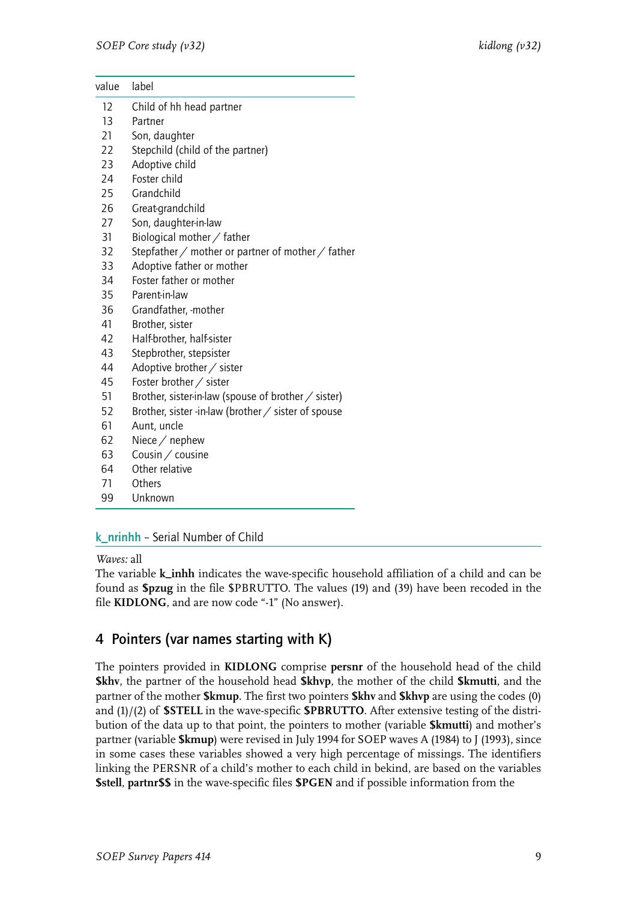| value | label |
|---|---|
| 12 | Child of hh head partner |
| 13 | Partner |
| 21 | Son, daughter |
| 22 | Stepchild (child of the partner) |
| 23 | Adoptive child |
| 24 | Foster child |
| 25 | Grandchild |
| 26 | Great-grandchild |
| 27 | Son, daughter-in-law |
| 31 | Biological mother / father |
| 32 | Stepfather / mother or partner of mother / father |
| 33 | Adoptive father or mother |
| 34 | Foster father or mother |
| 35 | Parent-in-law |
| 36 | Grandfather, -mother |
| 41 | Brother, sister |
| 42 | Half-brother, half-sister |
| 43 | Stepbrother, stepsister |
| 44 | Adoptive brother / sister |
| 45 | Foster brother / sister |
| 51 | Brother, sister-in-law (spouse of brother / sister) |
| 52 | Brother, sister -in-law (brother / sister of spouse |
| 61 | Aunt, uncle |
| 62 | Niece / nephew |
| 63 | Cousin / cousine |
| 64 | Other relative |
| 71 | Others |
| 99 | Unknown |

### k_nrinhh – Serial Number of Child

*Waves:* all

The variable **k_inhh** indicates the wave-specific household affiliation of a child and can be found as **$pzug** in the file $PBRUTTO. The values (19) and (39) have been recoded in the file **KIDLONG**, and are now code "-1" (No answer).

## 4 Pointers (var names starting with K)

The pointers provided in **KIDLONG** comprise **persnr** of the household head of the child **$khv**, the partner of the household head **$khvp**, the mother of the child **$kmutti**, and the partner of the mother **$kmup**. The first two pointers **$khv** and **$khvp** are using the codes (0) and (1)/(2) of **$STELL** in the wave-specific **$PBRUTTO**. After extensive testing of the distribution of the data up to that point, the pointers to mother (variable **$kmutti**) and mother's partner (variable **$kmup**) were revised in July 1994 for SOEP waves A (1984) to J (1993), since in some cases these variables showed a very high percentage of missings. The identifiers linking the PERSNR of a child's mother to each child in bekind, are based on the variables **$stell**, **partnr$$** in the wave-specific files **$PGEN** and if possible information from the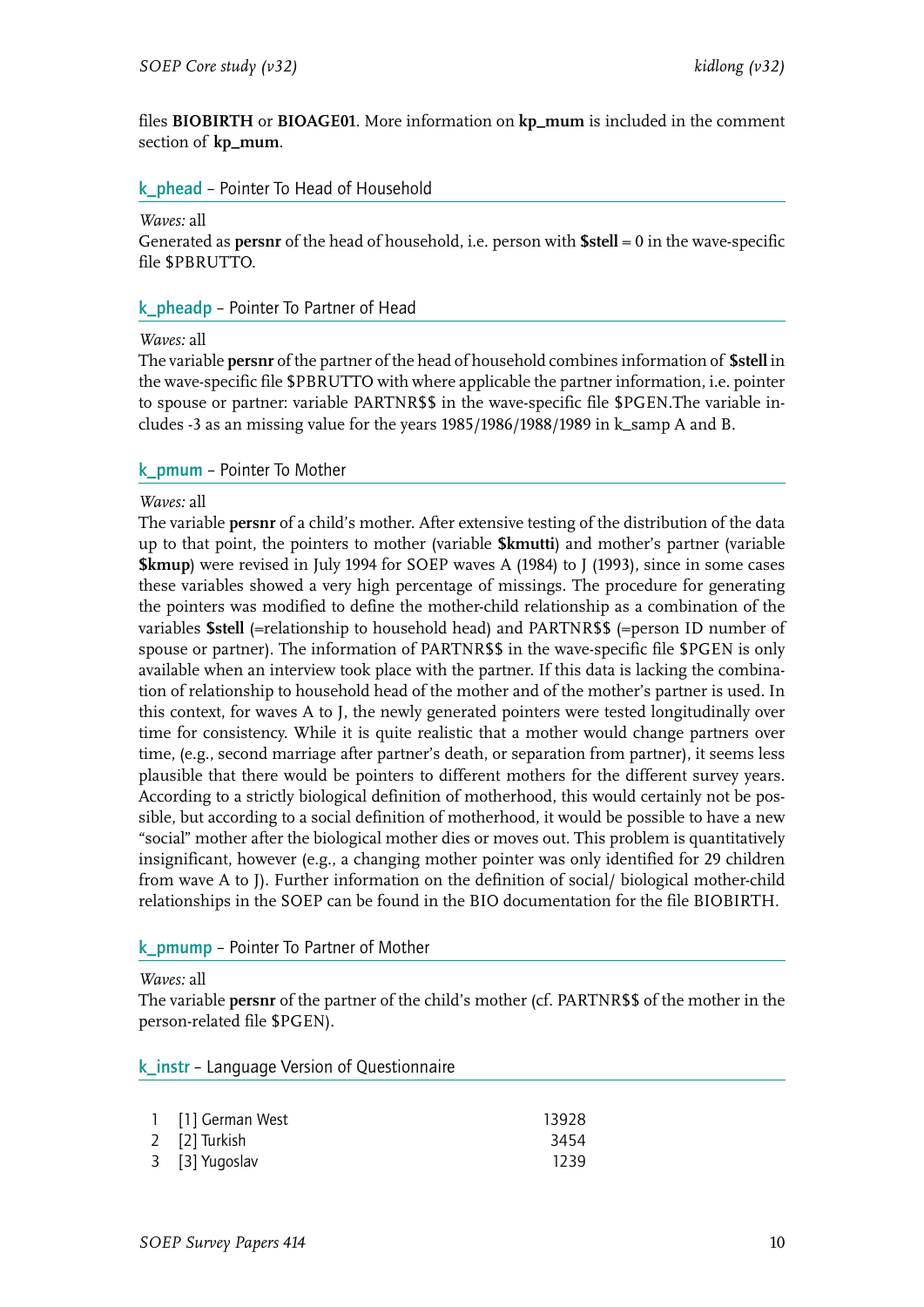files **BIOBIRTH** or **BIOAGE01**. More information on **kp_mum** is included in the comment section of **kp_mum**.

## k_phead – Pointer To Head of Household

*Waves:* all
Generated as **persnr** of the head of household, i.e. person with **$stell** = 0 in the wave-specific file $PBRUTTO.

## k_pheadp – Pointer To Partner of Head

*Waves:* all
The variable **persnr** of the partner of the head of household combines information of **$stell** in the wave-specific file $PBRUTTO with where applicable the partner information, i.e. pointer to spouse or partner: variable PARTNR$$ in the wave-specific file $PGEN.The variable includes -3 as an missing value for the years 1985/1986/1988/1989 in k_samp A and B.

## k_pmum – Pointer To Mother

*Waves:* all
The variable **persnr** of a child's mother. After extensive testing of the distribution of the data up to that point, the pointers to mother (variable **$kmutti**) and mother's partner (variable **$kmup**) were revised in July 1994 for SOEP waves A (1984) to J (1993), since in some cases these variables showed a very high percentage of missings. The procedure for generating the pointers was modified to define the mother-child relationship as a combination of the variables **$stell** (=relationship to household head) and PARTNR$$ (=person ID number of spouse or partner). The information of PARTNR$$ in the wave-specific file $PGEN is only available when an interview took place with the partner. If this data is lacking the combination of relationship to household head of the mother and of the mother's partner is used. In this context, for waves A to J, the newly generated pointers were tested longitudinally over time for consistency. While it is quite realistic that a mother would change partners over time, (e.g., second marriage after partner's death, or separation from partner), it seems less plausible that there would be pointers to different mothers for the different survey years. According to a strictly biological definition of motherhood, this would certainly not be possible, but according to a social definition of motherhood, it would be possible to have a new "social" mother after the biological mother dies or moves out. This problem is quantitatively insignificant, however (e.g., a changing mother pointer was only identified for 29 children from wave A to J). Further information on the definition of social/ biological mother-child relationships in the SOEP can be found in the BIO documentation for the file BIOBIRTH.

## k_pmump – Pointer To Partner of Mother

*Waves:* all
The variable **persnr** of the partner of the child's mother (cf. PARTNR$$ of the mother in the person-related file $PGEN).

## k_instr – Language Version of Questionnaire

| | | |
|---|---|---|
| 1 | [1] German West | 13928 |
| 2 | [2] Turkish | 3454 |
| 3 | [3] Yugoslav | 1239 |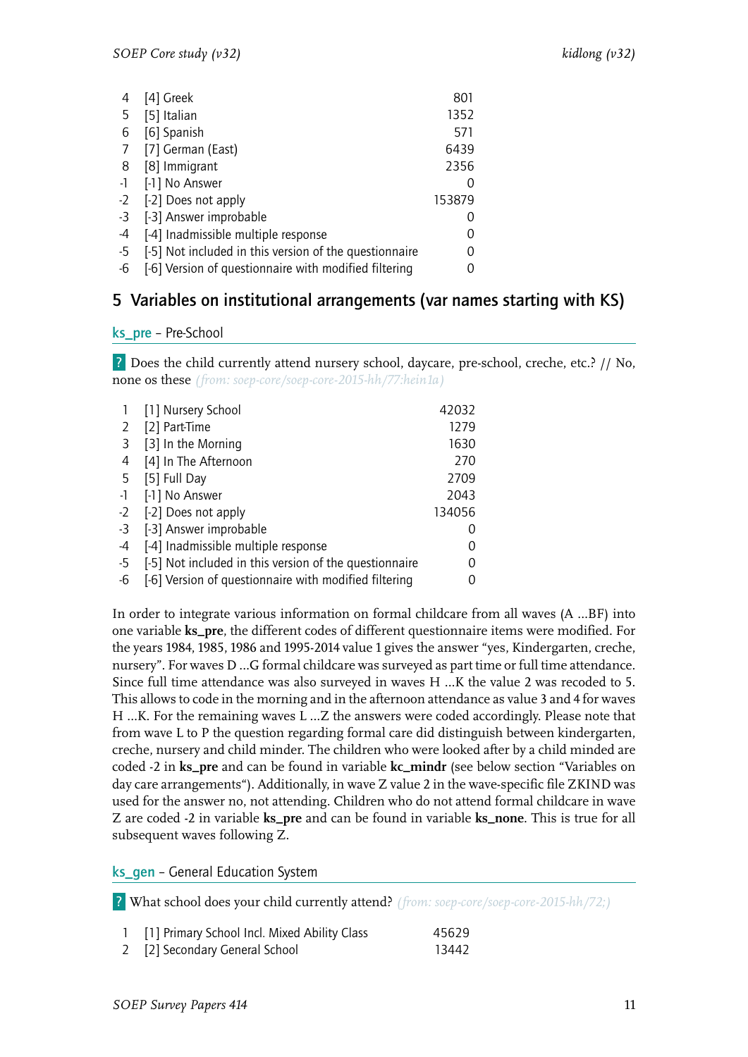| | | |
|---|---|---|
| 4 | [4] Greek | 801 |
| 5 | [5] Italian | 1352 |
| 6 | [6] Spanish | 571 |
| 7 | [7] German (East) | 6439 |
| 8 | [8] Immigrant | 2356 |
| -1 | [-1] No Answer | 0 |
| -2 | [-2] Does not apply | 153879 |
| -3 | [-3] Answer improbable | 0 |
| -4 | [-4] Inadmissible multiple response | 0 |
| -5 | [-5] Not included in this version of the questionnaire | 0 |
| -6 | [-6] Version of questionnaire with modified filtering | 0 |

## 5 Variables on institutional arrangements (var names starting with KS)

### ks_pre – Pre-School

**?** Does the child currently attend nursery school, daycare, pre-school, creche, etc.? // No, none os these *(from: soep-core/soep-core-2015-hh/77:hein1a)*

| | | |
|---|---|---|
| 1 | [1] Nursery School | 42032 |
| 2 | [2] Part-Time | 1279 |
| 3 | [3] In the Morning | 1630 |
| 4 | [4] In The Afternoon | 270 |
| 5 | [5] Full Day | 2709 |
| -1 | [-1] No Answer | 2043 |
| -2 | [-2] Does not apply | 134056 |
| -3 | [-3] Answer improbable | 0 |
| -4 | [-4] Inadmissible multiple response | 0 |
| -5 | [-5] Not included in this version of the questionnaire | 0 |
| -6 | [-6] Version of questionnaire with modified filtering | 0 |

In order to integrate various information on formal childcare from all waves (A ...BF) into one variable **ks_pre**, the different codes of different questionnaire items were modified. For the years 1984, 1985, 1986 and 1995-2014 value 1 gives the answer "yes, Kindergarten, creche, nursery". For waves D ...G formal childcare was surveyed as part time or full time attendance. Since full time attendance was also surveyed in waves H ...K the value 2 was recoded to 5. This allows to code in the morning and in the afternoon attendance as value 3 and 4 for waves H ...K. For the remaining waves L ...Z the answers were coded accordingly. Please note that from wave L to P the question regarding formal care did distinguish between kindergarten, creche, nursery and child minder. The children who were looked after by a child minded are coded -2 in **ks_pre** and can be found in variable **kc_mindr** (see below section "Variables on day care arrangements"). Additionally, in wave Z value 2 in the wave-specific file ZKIND was used for the answer no, not attending. Children who do not attend formal childcare in wave Z are coded -2 in variable **ks_pre** and can be found in variable **ks_none**. This is true for all subsequent waves following Z.

### ks_gen – General Education System

**?** What school does your child currently attend? *(from: soep-core/soep-core-2015-hh/72;)*

| | | |
|---|---|---|
| 1 | [1] Primary School Incl. Mixed Ability Class | 45629 |
| 2 | [2] Secondary General School | 13442 |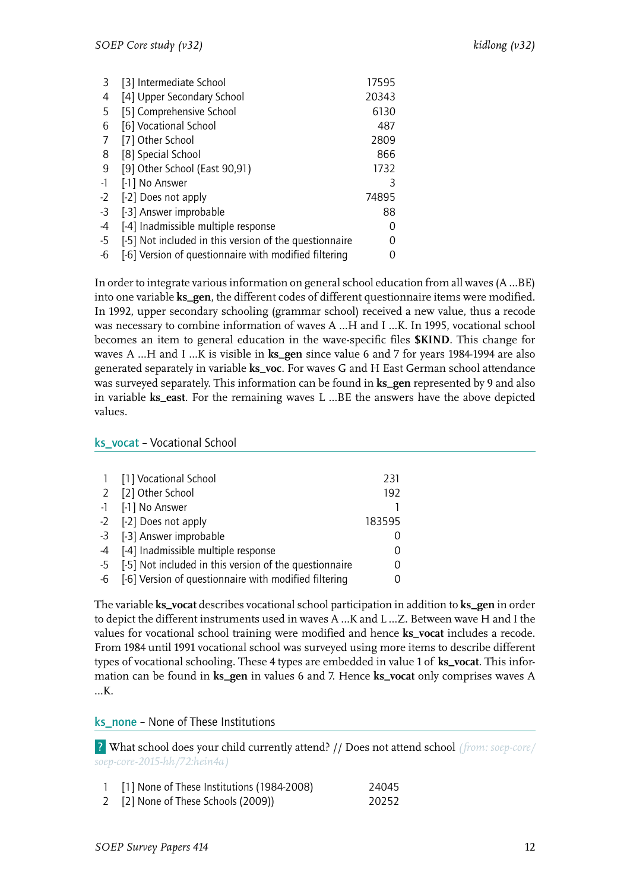| | | |
|---|---|---|
| 3 | [3] Intermediate School | 17595 |
| 4 | [4] Upper Secondary School | 20343 |
| 5 | [5] Comprehensive School | 6130 |
| 6 | [6] Vocational School | 487 |
| 7 | [7] Other School | 2809 |
| 8 | [8] Special School | 866 |
| 9 | [9] Other School (East 90,91) | 1732 |
| -1 | [-1] No Answer | 3 |
| -2 | [-2] Does not apply | 74895 |
| -3 | [-3] Answer improbable | 88 |
| -4 | [-4] Inadmissible multiple response | 0 |
| -5 | [-5] Not included in this version of the questionnaire | 0 |
| -6 | [-6] Version of questionnaire with modified filtering | 0 |

In order to integrate various information on general school education from all waves (A …BE) into one variable **ks_gen**, the different codes of different questionnaire items were modified. In 1992, upper secondary schooling (grammar school) received a new value, thus a recode was necessary to combine information of waves A …H and I …K. In 1995, vocational school becomes an item to general education in the wave-specific files **$KIND**. This change for waves A …H and I …K is visible in **ks_gen** since value 6 and 7 for years 1984-1994 are also generated separately in variable **ks_voc**. For waves G and H East German school attendance was surveyed separately. This information can be found in **ks_gen** represented by 9 and also in variable **ks_east**. For the remaining waves L …BE the answers have the above depicted values.

## ks_vocat – Vocational School

| | | |
|---|---|---|
| 1 | [1] Vocational School | 231 |
| 2 | [2] Other School | 192 |
| -1 | [-1] No Answer | 1 |
| -2 | [-2] Does not apply | 183595 |
| -3 | [-3] Answer improbable | 0 |
| -4 | [-4] Inadmissible multiple response | 0 |
| -5 | [-5] Not included in this version of the questionnaire | 0 |
| -6 | [-6] Version of questionnaire with modified filtering | 0 |

The variable **ks_vocat** describes vocational school participation in addition to **ks_gen** in order to depict the different instruments used in waves A …K and L …Z. Between wave H and I the values for vocational school training were modified and hence **ks_vocat** includes a recode. From 1984 until 1991 vocational school was surveyed using more items to describe different types of vocational schooling. These 4 types are embedded in value 1 of **ks_vocat**. This information can be found in **ks_gen** in values 6 and 7. Hence **ks_vocat** only comprises waves A …K.

## ks_none – None of These Institutions

? What school does your child currently attend? // Does not attend school *(from: soep-core/soep-core-2015-hh/72:hein4a)*

| | | |
|---|---|---|
| 1 | [1] None of These Institutions (1984-2008) | 24045 |
| 2 | [2] None of These Schools (2009)) | 20252 |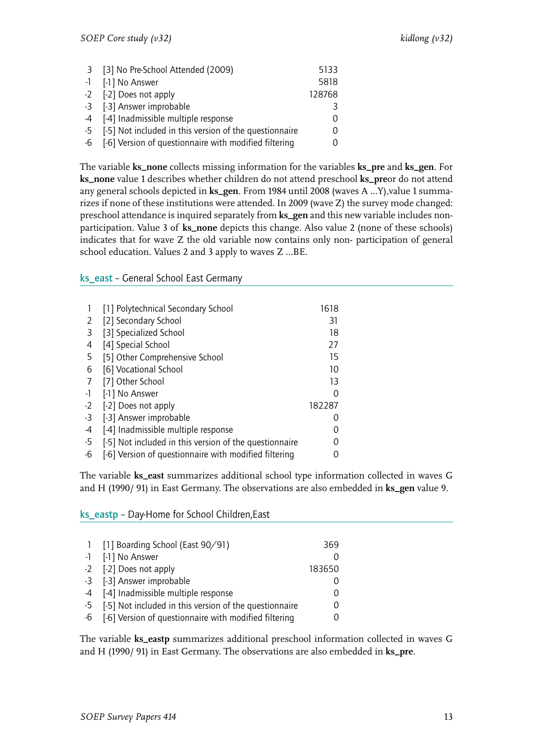| | | |
|---|---|---|
| 3 | [3] No Pre-School Attended (2009) | 5133 |
| -1 | [-1] No Answer | 5818 |
| -2 | [-2] Does not apply | 128768 |
| -3 | [-3] Answer improbable | 3 |
| -4 | [-4] Inadmissible multiple response | 0 |
| -5 | [-5] Not included in this version of the questionnaire | 0 |
| -6 | [-6] Version of questionnaire with modified filtering | 0 |

The variable **ks_none** collects missing information for the variables **ks_pre** and **ks_gen**. For **ks_none** value 1 describes whether children do not attend preschool **ks_pre**or do not attend any general schools depicted in **ks_gen**. From 1984 until 2008 (waves A ...Y),value 1 summarizes if none of these institutions were attended. In 2009 (wave Z) the survey mode changed: preschool attendance is inquired separately from **ks_gen** and this new variable includes non-participation. Value 3 of **ks_none** depicts this change. Also value 2 (none of these schools) indicates that for wave Z the old variable now contains only non- participation of general school education. Values 2 and 3 apply to waves Z ...BE.

## ks_east – General School East Germany

| | | |
|---|---|---|
| 1 | [1] Polytechnical Secondary School | 1618 |
| 2 | [2] Secondary School | 31 |
| 3 | [3] Specialized School | 18 |
| 4 | [4] Special School | 27 |
| 5 | [5] Other Comprehensive School | 15 |
| 6 | [6] Vocational School | 10 |
| 7 | [7] Other School | 13 |
| -1 | [-1] No Answer | 0 |
| -2 | [-2] Does not apply | 182287 |
| -3 | [-3] Answer improbable | 0 |
| -4 | [-4] Inadmissible multiple response | 0 |
| -5 | [-5] Not included in this version of the questionnaire | 0 |
| -6 | [-6] Version of questionnaire with modified filtering | 0 |

The variable **ks_east** summarizes additional school type information collected in waves G and H (1990/ 91) in East Germany. The observations are also embedded in **ks_gen** value 9.

## ks_eastp – Day-Home for School Children,East

| | | |
|---|---|---|
| 1 | [1] Boarding School (East 90/91) | 369 |
| -1 | [-1] No Answer | 0 |
| -2 | [-2] Does not apply | 183650 |
| -3 | [-3] Answer improbable | 0 |
| -4 | [-4] Inadmissible multiple response | 0 |
| -5 | [-5] Not included in this version of the questionnaire | 0 |
| -6 | [-6] Version of questionnaire with modified filtering | 0 |

The variable **ks_eastp** summarizes additional preschool information collected in waves G and H (1990/ 91) in East Germany. The observations are also embedded in **ks_pre**.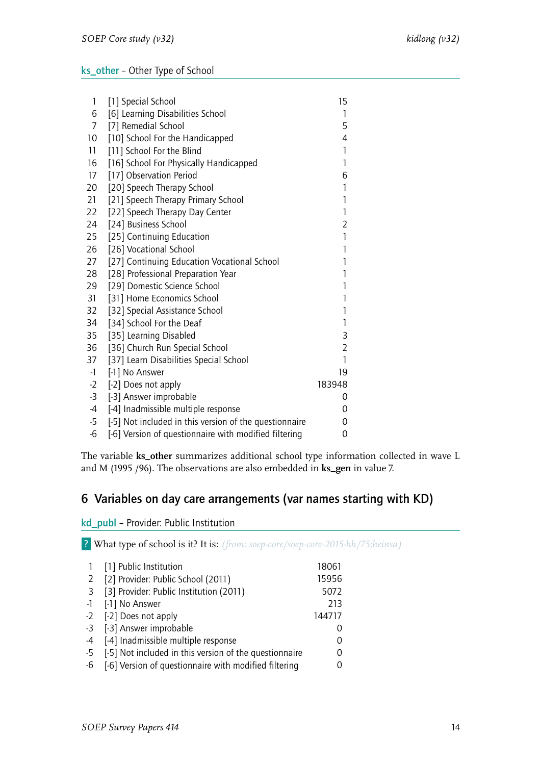### ks_other – Other Type of School

| | | |
|---|---|---|
| 1 | [1] Special School | 15 |
| 6 | [6] Learning Disabilities School | 1 |
| 7 | [7] Remedial School | 5 |
| 10 | [10] School For the Handicapped | 4 |
| 11 | [11] School For the Blind | 1 |
| 16 | [16] School For Physically Handicapped | 1 |
| 17 | [17] Observation Period | 6 |
| 20 | [20] Speech Therapy School | 1 |
| 21 | [21] Speech Therapy Primary School | 1 |
| 22 | [22] Speech Therapy Day Center | 1 |
| 24 | [24] Business School | 2 |
| 25 | [25] Continuing Education | 1 |
| 26 | [26] Vocational School | 1 |
| 27 | [27] Continuing Education Vocational School | 1 |
| 28 | [28] Professional Preparation Year | 1 |
| 29 | [29] Domestic Science School | 1 |
| 31 | [31] Home Economics School | 1 |
| 32 | [32] Special Assistance School | 1 |
| 34 | [34] School For the Deaf | 1 |
| 35 | [35] Learning Disabled | 3 |
| 36 | [36] Church Run Special School | 2 |
| 37 | [37] Learn Disabilities Special School | 1 |
| -1 | [-1] No Answer | 19 |
| -2 | [-2] Does not apply | 183948 |
| -3 | [-3] Answer improbable | 0 |
| -4 | [-4] Inadmissible multiple response | 0 |
| -5 | [-5] Not included in this version of the questionnaire | 0 |
| -6 | [-6] Version of questionnaire with modified filtering | 0 |

The variable **ks_other** summarizes additional school type information collected in wave L and M (1995 /96). The observations are also embedded in **ks_gen** in value 7.

## 6 Variables on day care arrangements (var names starting with KD)

### kd_publ – Provider: Public Institution

**?** What type of school is it? It is: *(from: soep-core/soep-core-2015-hh/75;heinsa)*

| | | |
|---|---|---|
| 1 | [1] Public Institution | 18061 |
| 2 | [2] Provider: Public School (2011) | 15956 |
| 3 | [3] Provider: Public Institution (2011) | 5072 |
| -1 | [-1] No Answer | 213 |
| -2 | [-2] Does not apply | 144717 |
| -3 | [-3] Answer improbable | 0 |
| -4 | [-4] Inadmissible multiple response | 0 |
| -5 | [-5] Not included in this version of the questionnaire | 0 |
| -6 | [-6] Version of questionnaire with modified filtering | 0 |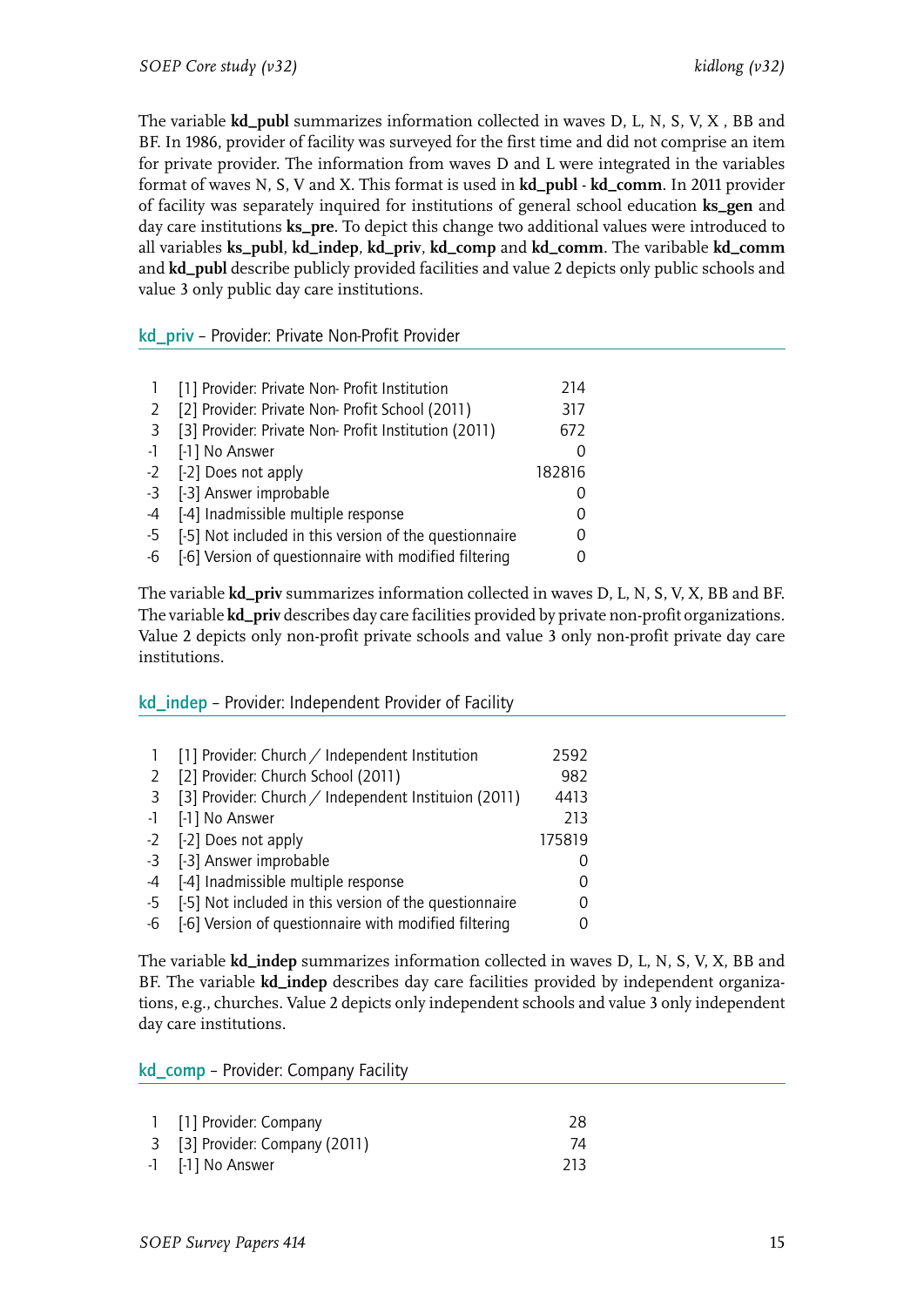The variable **kd_publ** summarizes information collected in waves D, L, N, S, V, X , BB and BF. In 1986, provider of facility was surveyed for the first time and did not comprise an item for private provider. The information from waves D and L were integrated in the variables format of waves N, S, V and X. This format is used in **kd_publ** - **kd_comm**. In 2011 provider of facility was separately inquired for institutions of general school education **ks_gen** and day care institutions **ks_pre**. To depict this change two additional values were introduced to all variables **ks_publ**, **kd_indep**, **kd_priv**, **kd_comp** and **kd_comm**. The varibable **kd_comm** and **kd_publ** describe publicly provided facilities and value 2 depicts only public schools and value 3 only public day care institutions.

## kd_priv – Provider: Private Non-Profit Provider

| | | |
|---|---|---|
| 1 | [1] Provider: Private Non- Profit Institution | 214 |
| 2 | [2] Provider: Private Non- Profit School (2011) | 317 |
| 3 | [3] Provider: Private Non- Profit Institution (2011) | 672 |
| -1 | [-1] No Answer | 0 |
| -2 | [-2] Does not apply | 182816 |
| -3 | [-3] Answer improbable | 0 |
| -4 | [-4] Inadmissible multiple response | 0 |
| -5 | [-5] Not included in this version of the questionnaire | 0 |
| -6 | [-6] Version of questionnaire with modified filtering | 0 |

The variable **kd_priv** summarizes information collected in waves D, L, N, S, V, X, BB and BF. The variable **kd_priv** describes day care facilities provided by private non-profit organizations. Value 2 depicts only non-profit private schools and value 3 only non-profit private day care institutions.

## kd_indep – Provider: Independent Provider of Facility

| | | |
|---|---|---|
| 1 | [1] Provider: Church / Independent Institution | 2592 |
| 2 | [2] Provider: Church School (2011) | 982 |
| 3 | [3] Provider: Church / Independent Instituion (2011) | 4413 |
| -1 | [-1] No Answer | 213 |
| -2 | [-2] Does not apply | 175819 |
| -3 | [-3] Answer improbable | 0 |
| -4 | [-4] Inadmissible multiple response | 0 |
| -5 | [-5] Not included in this version of the questionnaire | 0 |
| -6 | [-6] Version of questionnaire with modified filtering | 0 |

The variable **kd_indep** summarizes information collected in waves D, L, N, S, V, X, BB and BF. The variable **kd_indep** describes day care facilities provided by independent organizations, e.g., churches. Value 2 depicts only independent schools and value 3 only independent day care institutions.

## kd_comp – Provider: Company Facility

| | | |
|---|---|---|
| 1 | [1] Provider: Company | 28 |
| 3 | [3] Provider: Company (2011) | 74 |
| -1 | [-1] No Answer | 213 |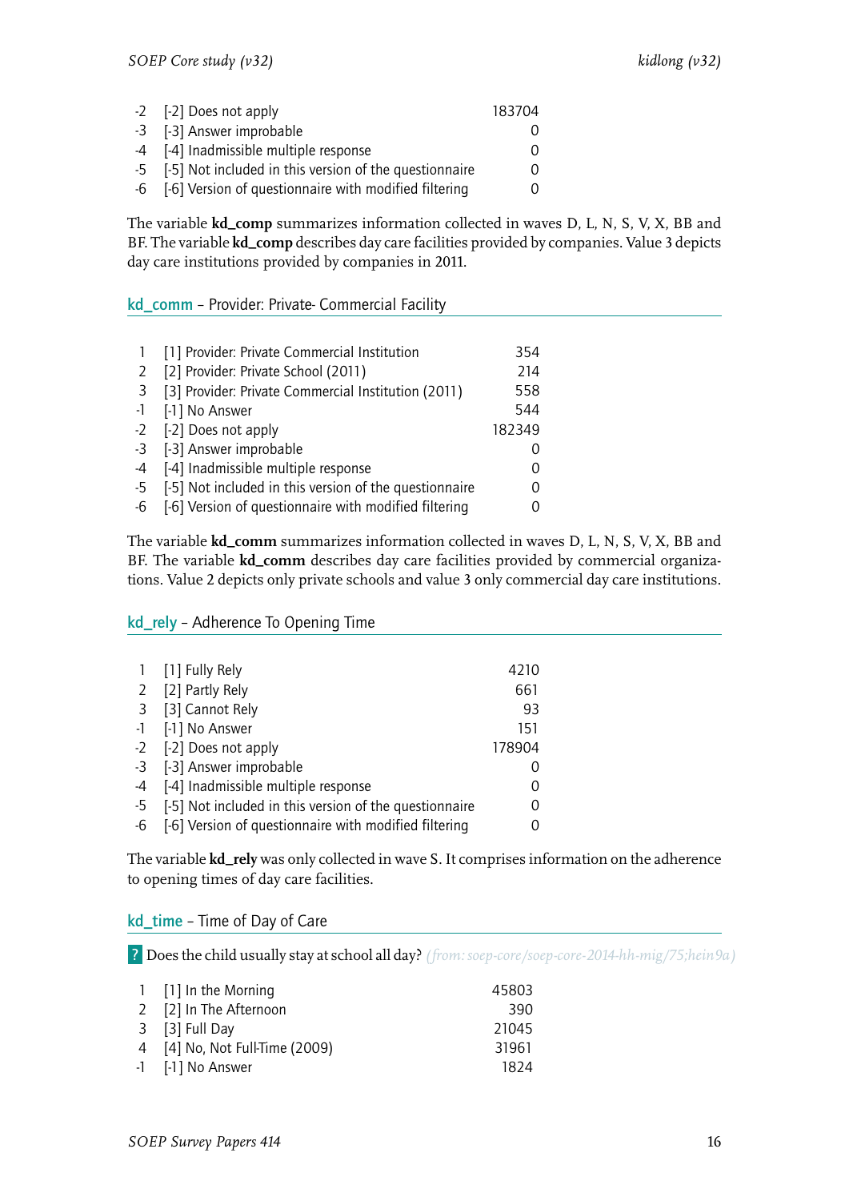| | | |
|---|---|---|
| -2 | [-2] Does not apply | 183704 |
| -3 | [-3] Answer improbable | 0 |
| -4 | [-4] Inadmissible multiple response | 0 |
| -5 | [-5] Not included in this version of the questionnaire | 0 |
| -6 | [-6] Version of questionnaire with modified filtering | 0 |

The variable **kd_comp** summarizes information collected in waves D, L, N, S, V, X, BB and BF. The variable **kd_comp** describes day care facilities provided by companies. Value 3 depicts day care institutions provided by companies in 2011.

## kd_comm – Provider: Private- Commercial Facility

| | | |
|---|---|---|
| 1 | [1] Provider: Private Commercial Institution | 354 |
| 2 | [2] Provider: Private School (2011) | 214 |
| 3 | [3] Provider: Private Commercial Institution (2011) | 558 |
| -1 | [-1] No Answer | 544 |
| -2 | [-2] Does not apply | 182349 |
| -3 | [-3] Answer improbable | 0 |
| -4 | [-4] Inadmissible multiple response | 0 |
| -5 | [-5] Not included in this version of the questionnaire | 0 |
| -6 | [-6] Version of questionnaire with modified filtering | 0 |

The variable **kd_comm** summarizes information collected in waves D, L, N, S, V, X, BB and BF. The variable **kd_comm** describes day care facilities provided by commercial organizations. Value 2 depicts only private schools and value 3 only commercial day care institutions.

## kd_rely – Adherence To Opening Time

| | | |
|---|---|---|
| 1 | [1] Fully Rely | 4210 |
| 2 | [2] Partly Rely | 661 |
| 3 | [3] Cannot Rely | 93 |
| -1 | [-1] No Answer | 151 |
| -2 | [-2] Does not apply | 178904 |
| -3 | [-3] Answer improbable | 0 |
| -4 | [-4] Inadmissible multiple response | 0 |
| -5 | [-5] Not included in this version of the questionnaire | 0 |
| -6 | [-6] Version of questionnaire with modified filtering | 0 |

The variable **kd_rely** was only collected in wave S. It comprises information on the adherence to opening times of day care facilities.

## kd_time – Time of Day of Care

**?** Does the child usually stay at school all day? *(from: soep-core/soep-core-2014-hh-mig/75;hein9a)*

| | | |
|---|---|---|
| 1 | [1] In the Morning | 45803 |
| 2 | [2] In The Afternoon | 390 |
| 3 | [3] Full Day | 21045 |
| 4 | [4] No, Not Full-Time (2009) | 31961 |
| -1 | [-1] No Answer | 1824 |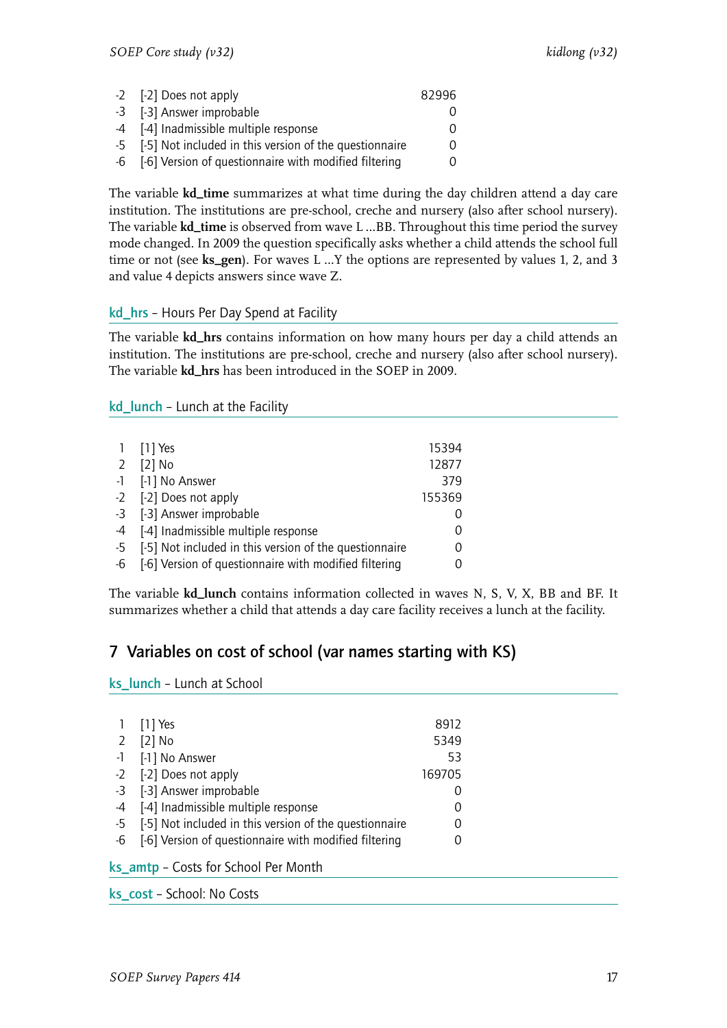| | | |
|---|---|---|
| -2 | [-2] Does not apply | 82996 |
| -3 | [-3] Answer improbable | 0 |
| -4 | [-4] Inadmissible multiple response | 0 |
| -5 | [-5] Not included in this version of the questionnaire | 0 |
| -6 | [-6] Version of questionnaire with modified filtering | 0 |

The variable **kd_time** summarizes at what time during the day children attend a day care institution. The institutions are pre-school, creche and nursery (also after school nursery). The variable **kd_time** is observed from wave L ...BB. Throughout this time period the survey mode changed. In 2009 the question specifically asks whether a child attends the school full time or not (see **ks_gen**). For waves L ...Y the options are represented by values 1, 2, and 3 and value 4 depicts answers since wave Z.

### kd_hrs – Hours Per Day Spend at Facility

The variable **kd_hrs** contains information on how many hours per day a child attends an institution. The institutions are pre-school, creche and nursery (also after school nursery). The variable **kd_hrs** has been introduced in the SOEP in 2009.

### kd_lunch – Lunch at the Facility

| | | |
|---|---|---|
| 1 | [1] Yes | 15394 |
| 2 | [2] No | 12877 |
| -1 | [-1] No Answer | 379 |
| -2 | [-2] Does not apply | 155369 |
| -3 | [-3] Answer improbable | 0 |
| -4 | [-4] Inadmissible multiple response | 0 |
| -5 | [-5] Not included in this version of the questionnaire | 0 |
| -6 | [-6] Version of questionnaire with modified filtering | 0 |

The variable **kd_lunch** contains information collected in waves N, S, V, X, BB and BF. It summarizes whether a child that attends a day care facility receives a lunch at the facility.

## 7 Variables on cost of school (var names starting with KS)

### ks_lunch – Lunch at School

| | | |
|---|---|---|
| 1 | [1] Yes | 8912 |
| 2 | [2] No | 5349 |
| -1 | [-1] No Answer | 53 |
| -2 | [-2] Does not apply | 169705 |
| -3 | [-3] Answer improbable | 0 |
| -4 | [-4] Inadmissible multiple response | 0 |
| -5 | [-5] Not included in this version of the questionnaire | 0 |
| -6 | [-6] Version of questionnaire with modified filtering | 0 |

### ks_amtp – Costs for School Per Month

### ks_cost – School: No Costs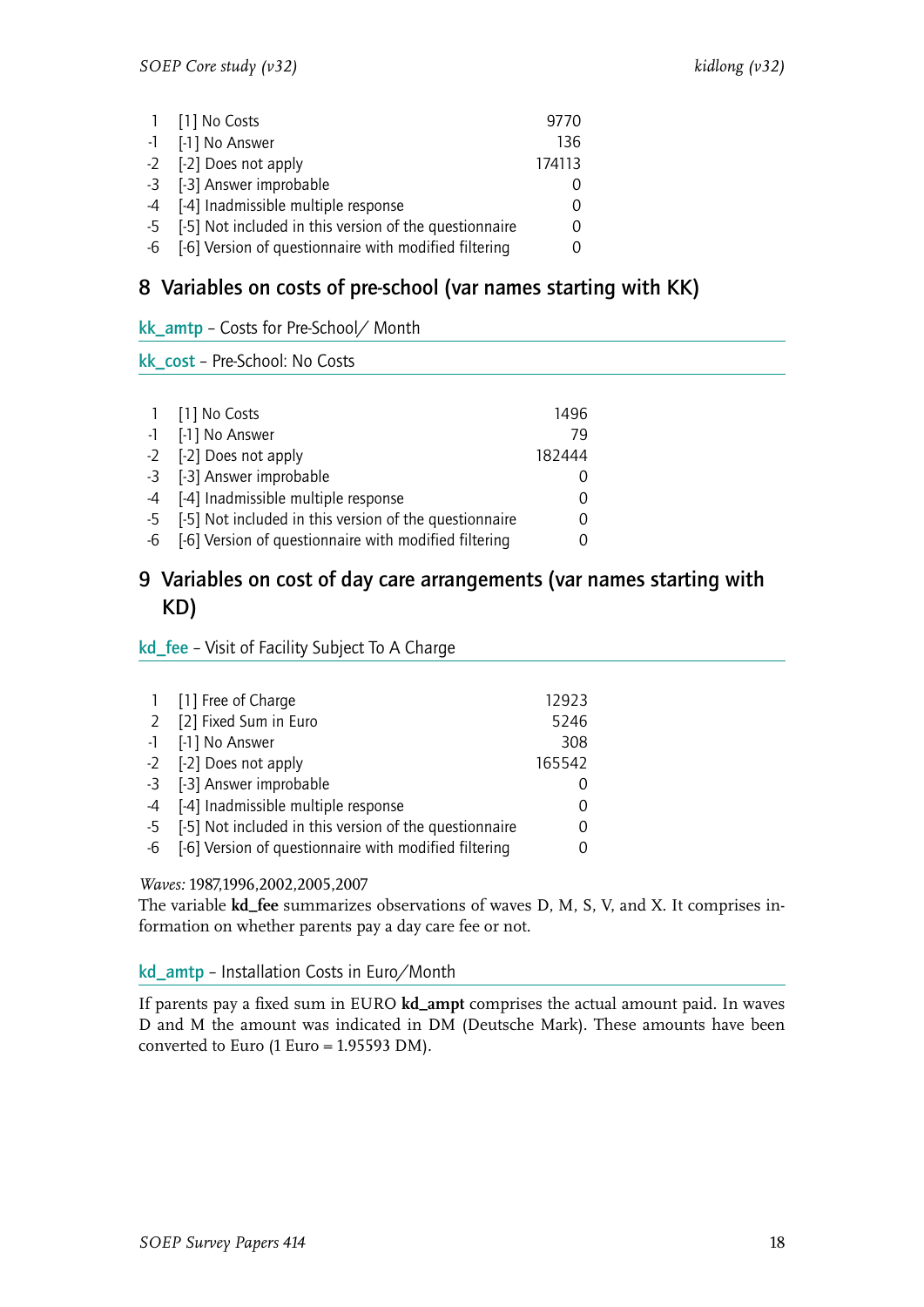| | | |
|---|---|---|
| 1 | [1] No Costs | 9770 |
| -1 | [-1] No Answer | 136 |
| -2 | [-2] Does not apply | 174113 |
| -3 | [-3] Answer improbable | 0 |
| -4 | [-4] Inadmissible multiple response | 0 |
| -5 | [-5] Not included in this version of the questionnaire | 0 |
| -6 | [-6] Version of questionnaire with modified filtering | 0 |

## 8 Variables on costs of pre-school (var names starting with KK)

### kk_amtp – Costs for Pre-School/ Month

### kk_cost – Pre-School: No Costs

| | | |
|---|---|---|
| 1 | [1] No Costs | 1496 |
| -1 | [-1] No Answer | 79 |
| -2 | [-2] Does not apply | 182444 |
| -3 | [-3] Answer improbable | 0 |
| -4 | [-4] Inadmissible multiple response | 0 |
| -5 | [-5] Not included in this version of the questionnaire | 0 |
| -6 | [-6] Version of questionnaire with modified filtering | 0 |

## 9 Variables on cost of day care arrangements (var names starting with KD)

### kd_fee – Visit of Facility Subject To A Charge

| | | |
|---|---|---|
| 1 | [1] Free of Charge | 12923 |
| 2 | [2] Fixed Sum in Euro | 5246 |
| -1 | [-1] No Answer | 308 |
| -2 | [-2] Does not apply | 165542 |
| -3 | [-3] Answer improbable | 0 |
| -4 | [-4] Inadmissible multiple response | 0 |
| -5 | [-5] Not included in this version of the questionnaire | 0 |
| -6 | [-6] Version of questionnaire with modified filtering | 0 |

*Waves:* 1987,1996,2002,2005,2007
The variable **kd_fee** summarizes observations of waves D, M, S, V, and X. It comprises information on whether parents pay a day care fee or not.

### kd_amtp – Installation Costs in Euro/Month

If parents pay a fixed sum in EURO **kd_ampt** comprises the actual amount paid. In waves D and M the amount was indicated in DM (Deutsche Mark). These amounts have been converted to Euro (1 Euro = 1.95593 DM).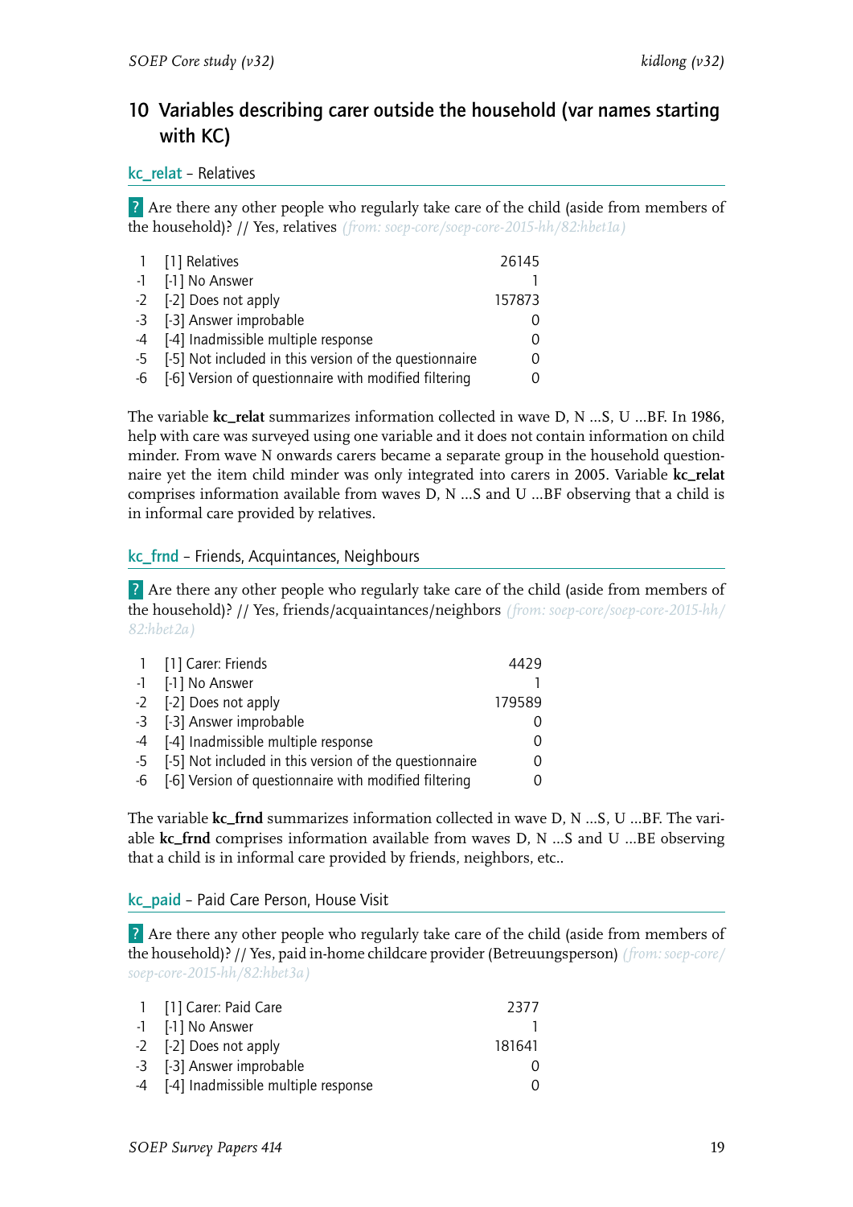## 10 Variables describing carer outside the household (var names starting with KC)

### kc_relat – Relatives

? Are there any other people who regularly take care of the child (aside from members of the household)? // Yes, relatives *(from: soep-core/soep-core-2015-hh/82:hbet1a)*

| | | |
|---|---|---|
| 1 | [1] Relatives | 26145 |
| -1 | [-1] No Answer | 1 |
| -2 | [-2] Does not apply | 157873 |
| -3 | [-3] Answer improbable | 0 |
| -4 | [-4] Inadmissible multiple response | 0 |
| -5 | [-5] Not included in this version of the questionnaire | 0 |
| -6 | [-6] Version of questionnaire with modified filtering | 0 |

The variable **kc_relat** summarizes information collected in wave D, N ...S, U ...BF. In 1986, help with care was surveyed using one variable and it does not contain information on child minder. From wave N onwards carers became a separate group in the household questionnaire yet the item child minder was only integrated into carers in 2005. Variable **kc_relat** comprises information available from waves D, N ...S and U ...BF observing that a child is in informal care provided by relatives.

### kc_frnd – Friends, Acquintances, Neighbours

? Are there any other people who regularly take care of the child (aside from members of the household)? // Yes, friends/acquaintances/neighbors *(from: soep-core/soep-core-2015-hh/82:hbet2a)*

| | | |
|---|---|---|
| 1 | [1] Carer: Friends | 4429 |
| -1 | [-1] No Answer | 1 |
| -2 | [-2] Does not apply | 179589 |
| -3 | [-3] Answer improbable | 0 |
| -4 | [-4] Inadmissible multiple response | 0 |
| -5 | [-5] Not included in this version of the questionnaire | 0 |
| -6 | [-6] Version of questionnaire with modified filtering | 0 |

The variable **kc_frnd** summarizes information collected in wave D, N ...S, U ...BF. The variable **kc_frnd** comprises information available from waves D, N ...S and U ...BE observing that a child is in informal care provided by friends, neighbors, etc..

### kc_paid – Paid Care Person, House Visit

? Are there any other people who regularly take care of the child (aside from members of the household)? // Yes, paid in-home childcare provider (Betreuungsperson) *(from: soep-core/soep-core-2015-hh/82:hbet3a)*

| | | |
|---|---|---|
| 1 | [1] Carer: Paid Care | 2377 |
| -1 | [-1] No Answer | 1 |
| -2 | [-2] Does not apply | 181641 |
| -3 | [-3] Answer improbable | 0 |
| -4 | [-4] Inadmissible multiple response | 0 |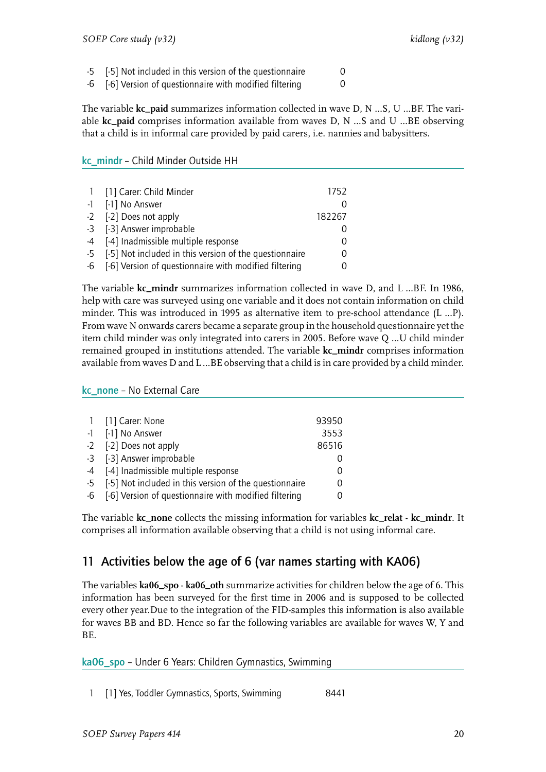| | | |
|---|---|---|
| -5 | [-5] Not included in this version of the questionnaire | 0 |
| -6 | [-6] Version of questionnaire with modified filtering | 0 |

The variable **kc_paid** summarizes information collected in wave D, N ...S, U ...BF. The variable **kc_paid** comprises information available from waves D, N ...S and U ...BE observing that a child is in informal care provided by paid carers, i.e. nannies and babysitters.

### kc_mindr – Child Minder Outside HH

| | | |
|---|---|---|
| 1 | [1] Carer: Child Minder | 1752 |
| -1 | [-1] No Answer | 0 |
| -2 | [-2] Does not apply | 182267 |
| -3 | [-3] Answer improbable | 0 |
| -4 | [-4] Inadmissible multiple response | 0 |
| -5 | [-5] Not included in this version of the questionnaire | 0 |
| -6 | [-6] Version of questionnaire with modified filtering | 0 |

The variable **kc_mindr** summarizes information collected in wave D, and L ...BF. In 1986, help with care was surveyed using one variable and it does not contain information on child minder. This was introduced in 1995 as alternative item to pre-school attendance (L ...P). From wave N onwards carers became a separate group in the household questionnaire yet the item child minder was only integrated into carers in 2005. Before wave Q ...U child minder remained grouped in institutions attended. The variable **kc_mindr** comprises information available from waves D and L ...BE observing that a child is in care provided by a child minder.

### kc_none – No External Care

| | | |
|---|---|---|
| 1 | [1] Carer: None | 93950 |
| -1 | [-1] No Answer | 3553 |
| -2 | [-2] Does not apply | 86516 |
| -3 | [-3] Answer improbable | 0 |
| -4 | [-4] Inadmissible multiple response | 0 |
| -5 | [-5] Not included in this version of the questionnaire | 0 |
| -6 | [-6] Version of questionnaire with modified filtering | 0 |

The variable **kc_none** collects the missing information for variables **kc_relat** - **kc_mindr**. It comprises all information available observing that a child is not using informal care.

## 11 Activities below the age of 6 (var names starting with KA06)

The variables **ka06_spo** - **ka06_oth** summarize activities for children below the age of 6. This information has been surveyed for the first time in 2006 and is supposed to be collected every other year.Due to the integration of the FID-samples this information is also available for waves BB and BD. Hence so far the following variables are available for waves W, Y and BE.

### ka06_spo – Under 6 Years: Children Gymnastics, Swimming

| | | |
|---|---|---|
| 1 | [1] Yes, Toddler Gymnastics, Sports, Swimming | 8441 |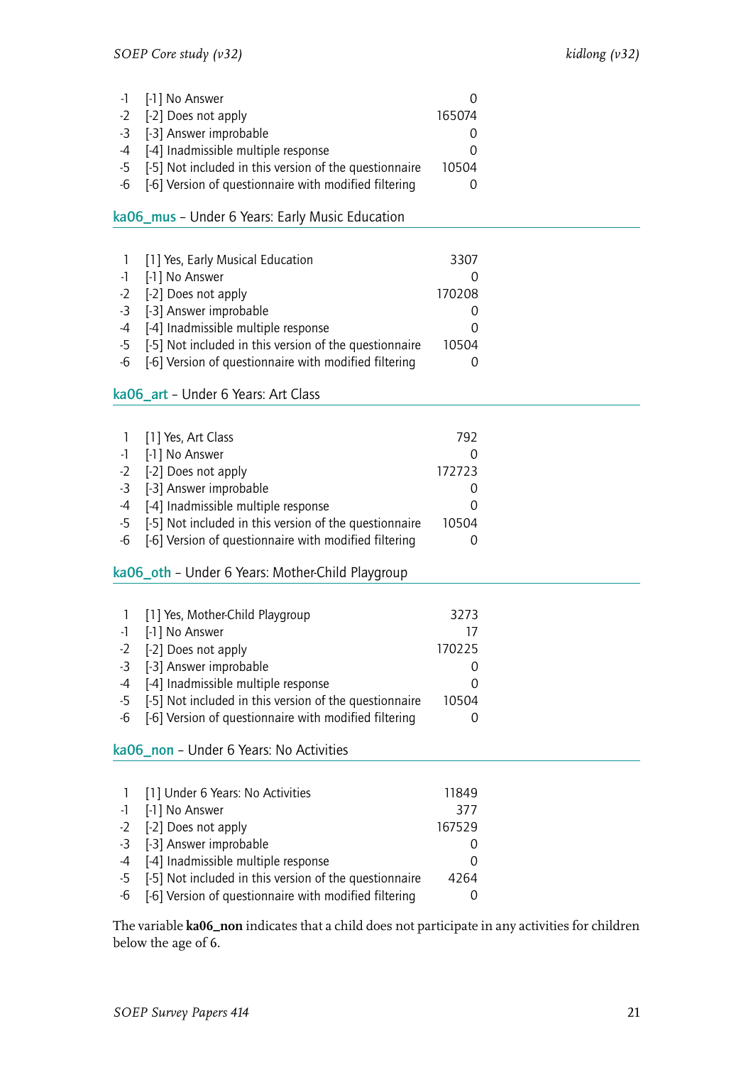| | | |
|---|---|---|
| -1 | [-1] No Answer | 0 |
| -2 | [-2] Does not apply | 165074 |
| -3 | [-3] Answer improbable | 0 |
| -4 | [-4] Inadmissible multiple response | 0 |
| -5 | [-5] Not included in this version of the questionnaire | 10504 |
| -6 | [-6] Version of questionnaire with modified filtering | 0 |

## ka06_mus – Under 6 Years: Early Music Education

| | | |
|---|---|---|
| 1 | [1] Yes, Early Musical Education | 3307 |
| -1 | [-1] No Answer | 0 |
| -2 | [-2] Does not apply | 170208 |
| -3 | [-3] Answer improbable | 0 |
| -4 | [-4] Inadmissible multiple response | 0 |
| -5 | [-5] Not included in this version of the questionnaire | 10504 |
| -6 | [-6] Version of questionnaire with modified filtering | 0 |

## ka06_art – Under 6 Years: Art Class

| | | |
|---|---|---|
| 1 | [1] Yes, Art Class | 792 |
| -1 | [-1] No Answer | 0 |
| -2 | [-2] Does not apply | 172723 |
| -3 | [-3] Answer improbable | 0 |
| -4 | [-4] Inadmissible multiple response | 0 |
| -5 | [-5] Not included in this version of the questionnaire | 10504 |
| -6 | [-6] Version of questionnaire with modified filtering | 0 |

## ka06_oth – Under 6 Years: Mother-Child Playgroup

| | | |
|---|---|---|
| 1 | [1] Yes, Mother-Child Playgroup | 3273 |
| -1 | [-1] No Answer | 17 |
| -2 | [-2] Does not apply | 170225 |
| -3 | [-3] Answer improbable | 0 |
| -4 | [-4] Inadmissible multiple response | 0 |
| -5 | [-5] Not included in this version of the questionnaire | 10504 |
| -6 | [-6] Version of questionnaire with modified filtering | 0 |

## ka06_non – Under 6 Years: No Activities

| | | |
|---|---|---|
| 1 | [1] Under 6 Years: No Activities | 11849 |
| -1 | [-1] No Answer | 377 |
| -2 | [-2] Does not apply | 167529 |
| -3 | [-3] Answer improbable | 0 |
| -4 | [-4] Inadmissible multiple response | 0 |
| -5 | [-5] Not included in this version of the questionnaire | 4264 |
| -6 | [-6] Version of questionnaire with modified filtering | 0 |

The variable **ka06_non** indicates that a child does not participate in any activities for children below the age of 6.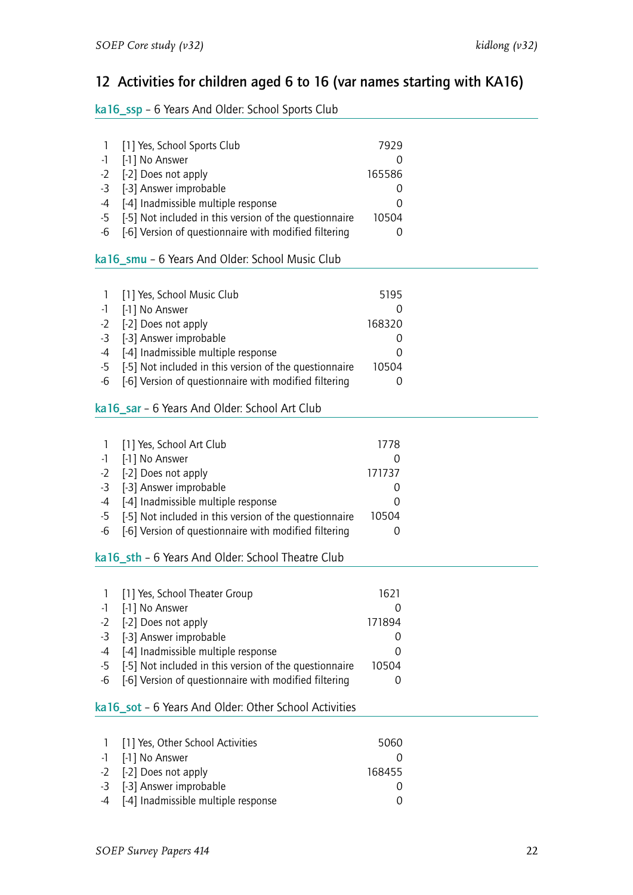## 12 Activities for children aged 6 to 16 (var names starting with KA16)

### ka16_ssp – 6 Years And Older: School Sports Club

| | | |
|---|---|---|
| 1 | [1] Yes, School Sports Club | 7929 |
| -1 | [-1] No Answer | 0 |
| -2 | [-2] Does not apply | 165586 |
| -3 | [-3] Answer improbable | 0 |
| -4 | [-4] Inadmissible multiple response | 0 |
| -5 | [-5] Not included in this version of the questionnaire | 10504 |
| -6 | [-6] Version of questionnaire with modified filtering | 0 |

### ka16_smu – 6 Years And Older: School Music Club

| | | |
|---|---|---|
| 1 | [1] Yes, School Music Club | 5195 |
| -1 | [-1] No Answer | 0 |
| -2 | [-2] Does not apply | 168320 |
| -3 | [-3] Answer improbable | 0 |
| -4 | [-4] Inadmissible multiple response | 0 |
| -5 | [-5] Not included in this version of the questionnaire | 10504 |
| -6 | [-6] Version of questionnaire with modified filtering | 0 |

### ka16_sar – 6 Years And Older: School Art Club

| | | |
|---|---|---|
| 1 | [1] Yes, School Art Club | 1778 |
| -1 | [-1] No Answer | 0 |
| -2 | [-2] Does not apply | 171737 |
| -3 | [-3] Answer improbable | 0 |
| -4 | [-4] Inadmissible multiple response | 0 |
| -5 | [-5] Not included in this version of the questionnaire | 10504 |
| -6 | [-6] Version of questionnaire with modified filtering | 0 |

### ka16_sth – 6 Years And Older: School Theatre Club

| | | |
|---|---|---|
| 1 | [1] Yes, School Theater Group | 1621 |
| -1 | [-1] No Answer | 0 |
| -2 | [-2] Does not apply | 171894 |
| -3 | [-3] Answer improbable | 0 |
| -4 | [-4] Inadmissible multiple response | 0 |
| -5 | [-5] Not included in this version of the questionnaire | 10504 |
| -6 | [-6] Version of questionnaire with modified filtering | 0 |

### ka16_sot – 6 Years And Older: Other School Activities

| | | |
|---|---|---|
| 1 | [1] Yes, Other School Activities | 5060 |
| -1 | [-1] No Answer | 0 |
| -2 | [-2] Does not apply | 168455 |
| -3 | [-3] Answer improbable | 0 |
| -4 | [-4] Inadmissible multiple response | 0 |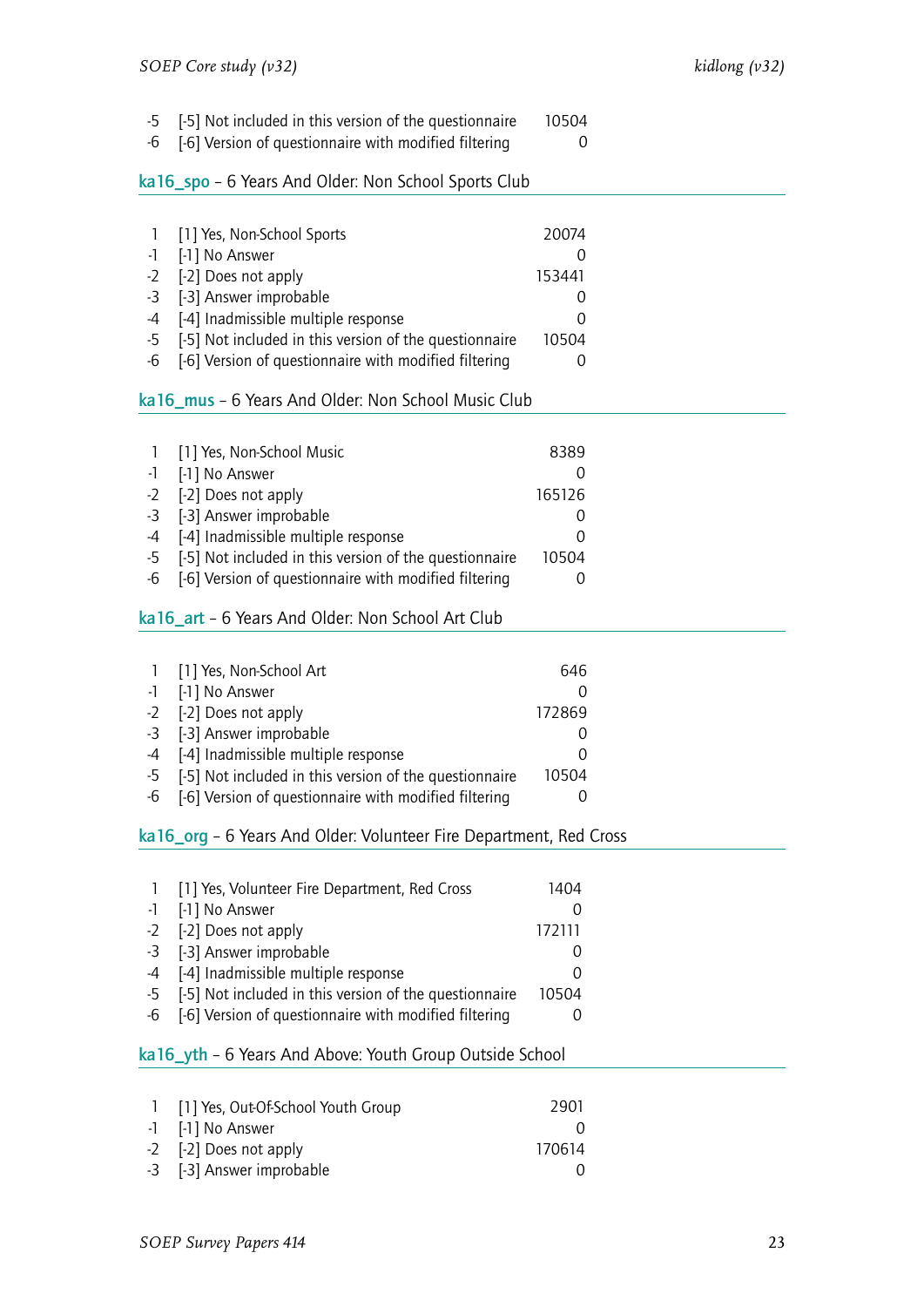| | | |
|---|---|---|
| -5 | [-5] Not included in this version of the questionnaire | 10504 |
| -6 | [-6] Version of questionnaire with modified filtering | 0 |

## ka16_spo – 6 Years And Older: Non School Sports Club

| | | |
|---|---|---|
| 1 | [1] Yes, Non-School Sports | 20074 |
| -1 | [-1] No Answer | 0 |
| -2 | [-2] Does not apply | 153441 |
| -3 | [-3] Answer improbable | 0 |
| -4 | [-4] Inadmissible multiple response | 0 |
| -5 | [-5] Not included in this version of the questionnaire | 10504 |
| -6 | [-6] Version of questionnaire with modified filtering | 0 |

## ka16_mus – 6 Years And Older: Non School Music Club

| | | |
|---|---|---|
| 1 | [1] Yes, Non-School Music | 8389 |
| -1 | [-1] No Answer | 0 |
| -2 | [-2] Does not apply | 165126 |
| -3 | [-3] Answer improbable | 0 |
| -4 | [-4] Inadmissible multiple response | 0 |
| -5 | [-5] Not included in this version of the questionnaire | 10504 |
| -6 | [-6] Version of questionnaire with modified filtering | 0 |

## ka16_art – 6 Years And Older: Non School Art Club

| | | |
|---|---|---|
| 1 | [1] Yes, Non-School Art | 646 |
| -1 | [-1] No Answer | 0 |
| -2 | [-2] Does not apply | 172869 |
| -3 | [-3] Answer improbable | 0 |
| -4 | [-4] Inadmissible multiple response | 0 |
| -5 | [-5] Not included in this version of the questionnaire | 10504 |
| -6 | [-6] Version of questionnaire with modified filtering | 0 |

## ka16_org – 6 Years And Older: Volunteer Fire Department, Red Cross

| | | |
|---|---|---|
| 1 | [1] Yes, Volunteer Fire Department, Red Cross | 1404 |
| -1 | [-1] No Answer | 0 |
| -2 | [-2] Does not apply | 172111 |
| -3 | [-3] Answer improbable | 0 |
| -4 | [-4] Inadmissible multiple response | 0 |
| -5 | [-5] Not included in this version of the questionnaire | 10504 |
| -6 | [-6] Version of questionnaire with modified filtering | 0 |

## ka16_yth – 6 Years And Above: Youth Group Outside School

| | | |
|---|---|---|
| 1 | [1] Yes, Out-Of-School Youth Group | 2901 |
| -1 | [-1] No Answer | 0 |
| -2 | [-2] Does not apply | 170614 |
| -3 | [-3] Answer improbable | 0 |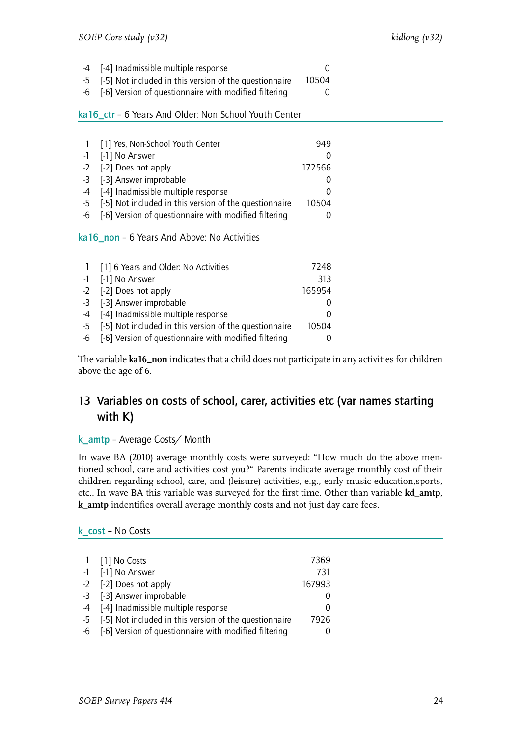| | | |
|---|---|---|
| -4 | [-4] Inadmissible multiple response | 0 |
| -5 | [-5] Not included in this version of the questionnaire | 10504 |
| -6 | [-6] Version of questionnaire with modified filtering | 0 |

### ka16_ctr – 6 Years And Older: Non School Youth Center

| | | |
|---|---|---|
| 1 | [1] Yes, Non-School Youth Center | 949 |
| -1 | [-1] No Answer | 0 |
| -2 | [-2] Does not apply | 172566 |
| -3 | [-3] Answer improbable | 0 |
| -4 | [-4] Inadmissible multiple response | 0 |
| -5 | [-5] Not included in this version of the questionnaire | 10504 |
| -6 | [-6] Version of questionnaire with modified filtering | 0 |

### ka16_non – 6 Years And Above: No Activities

| | | |
|---|---|---|
| 1 | [1] 6 Years and Older: No Activities | 7248 |
| -1 | [-1] No Answer | 313 |
| -2 | [-2] Does not apply | 165954 |
| -3 | [-3] Answer improbable | 0 |
| -4 | [-4] Inadmissible multiple response | 0 |
| -5 | [-5] Not included in this version of the questionnaire | 10504 |
| -6 | [-6] Version of questionnaire with modified filtering | 0 |

The variable **ka16_non** indicates that a child does not participate in any activities for children above the age of 6.

## 13 Variables on costs of school, carer, activities etc (var names starting with K)

### k_amtp – Average Costs/ Month

In wave BA (2010) average monthly costs were surveyed: "How much do the above mentioned school, care and activities cost you?" Parents indicate average monthly cost of their children regarding school, care, and (leisure) activities, e.g., early music education,sports, etc.. In wave BA this variable was surveyed for the first time. Other than variable **kd_amtp**, **k_amtp** indentifies overall average monthly costs and not just day care fees.

### k_cost – No Costs

| | | |
|---|---|---|
| 1 | [1] No Costs | 7369 |
| -1 | [-1] No Answer | 731 |
| -2 | [-2] Does not apply | 167993 |
| -3 | [-3] Answer improbable | 0 |
| -4 | [-4] Inadmissible multiple response | 0 |
| -5 | [-5] Not included in this version of the questionnaire | 7926 |
| -6 | [-6] Version of questionnaire with modified filtering | 0 |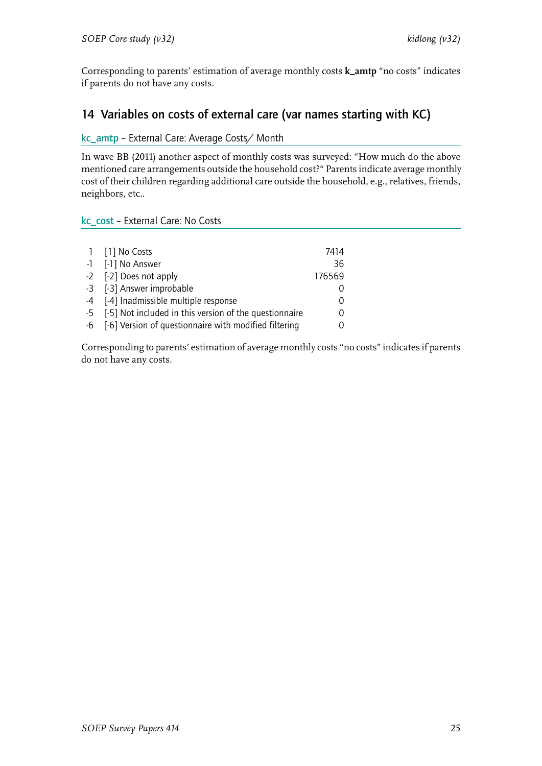Corresponding to parents' estimation of average monthly costs **k_amtp** "no costs" indicates if parents do not have any costs.

## 14 Variables on costs of external care (var names starting with KC)

### kc_amtp – External Care: Average Costs/ Month

In wave BB (2011) another aspect of monthly costs was surveyed: "How much do the above mentioned care arrangements outside the household cost?" Parents indicate average monthly cost of their children regarding additional care outside the household, e.g., relatives, friends, neighbors, etc..

### kc_cost – External Care: No Costs

| | | |
|---|---|---|
| 1 | [1] No Costs | 7414 |
| -1 | [-1] No Answer | 36 |
| -2 | [-2] Does not apply | 176569 |
| -3 | [-3] Answer improbable | 0 |
| -4 | [-4] Inadmissible multiple response | 0 |
| -5 | [-5] Not included in this version of the questionnaire | 0 |
| -6 | [-6] Version of questionnaire with modified filtering | 0 |

Corresponding to parents' estimation of average monthly costs "no costs" indicates if parents do not have any costs.